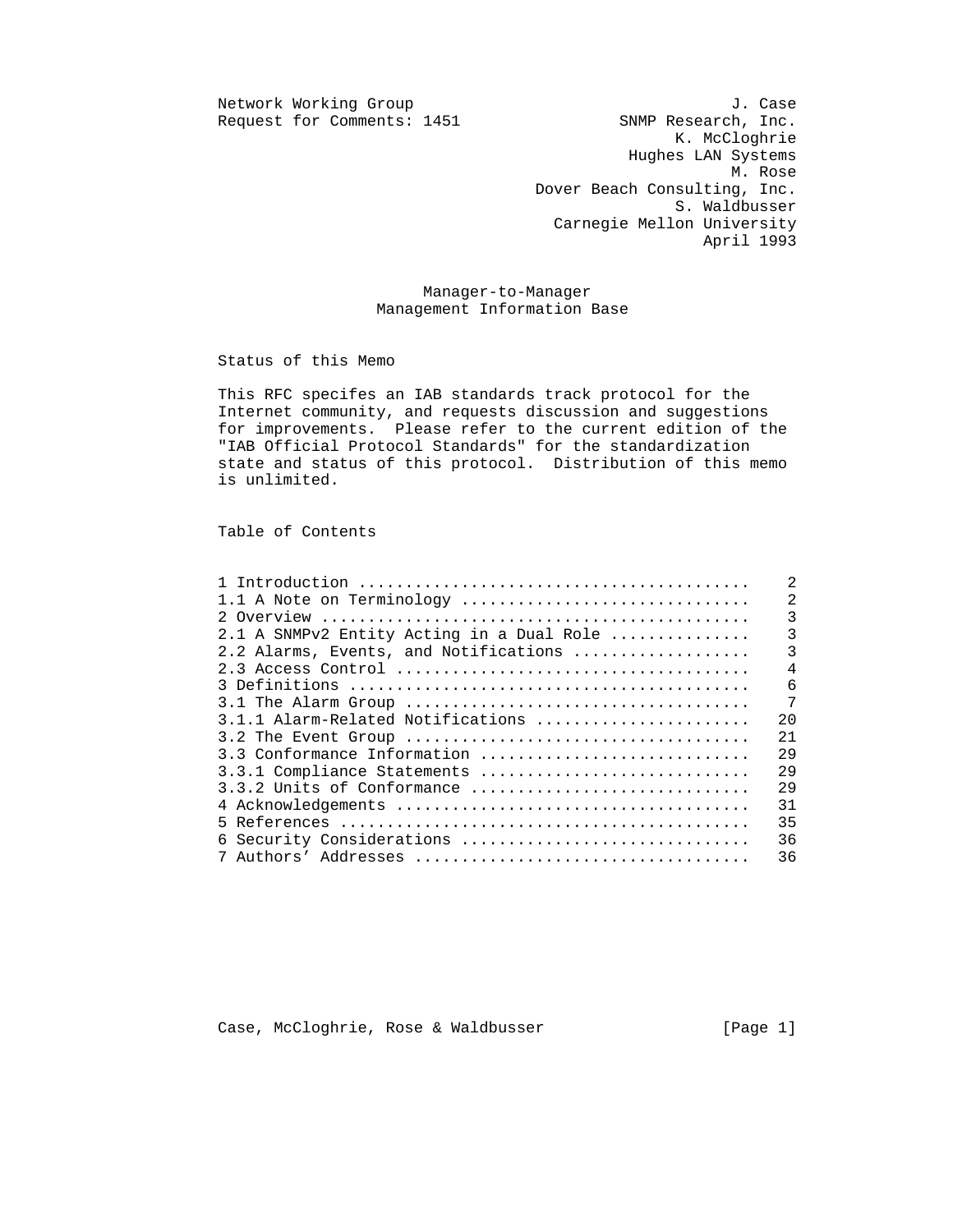Network Working Group                                        J. Case
Request for Comments: 1451                       SNMP Research, Inc.
                                                       K. McCloghrie
                                                  Hughes LAN Systems
                                                             M. Rose
                                        Dover Beach Consulting, Inc.
                                                       S. Waldbusser
                                          Carnegie Mellon University
                                                          April 1993

# Manager-to-Manager Management Information Base

## Status of this Memo

This RFC specifes an IAB standards track protocol for the Internet community, and requests discussion and suggestions for improvements. Please refer to the current edition of the "IAB Official Protocol Standards" for the standardization state and status of this protocol. Distribution of this memo is unlimited.

## Table of Contents

```
1 Introduction ..........................................    2
1.1 A Note on Terminology ...............................    2
2 Overview ..............................................    3
2.1 A SNMPv2 Entity Acting in a Dual Role ...............    3
2.2 Alarms, Events, and Notifications ...................    3
2.3 Access Control ......................................    4
3 Definitions ...........................................    6
3.1 The Alarm Group .....................................    7
3.1.1 Alarm-Related Notifications .......................   20
3.2 The Event Group .....................................   21
3.3 Conformance Information .............................   29
3.3.1 Compliance Statements .............................   29
3.3.2 Units of Conformance ..............................   29
4 Acknowledgements ......................................   31
5 References ............................................   35
6 Security Considerations ...............................   36
7 Authors' Addresses ....................................   36
```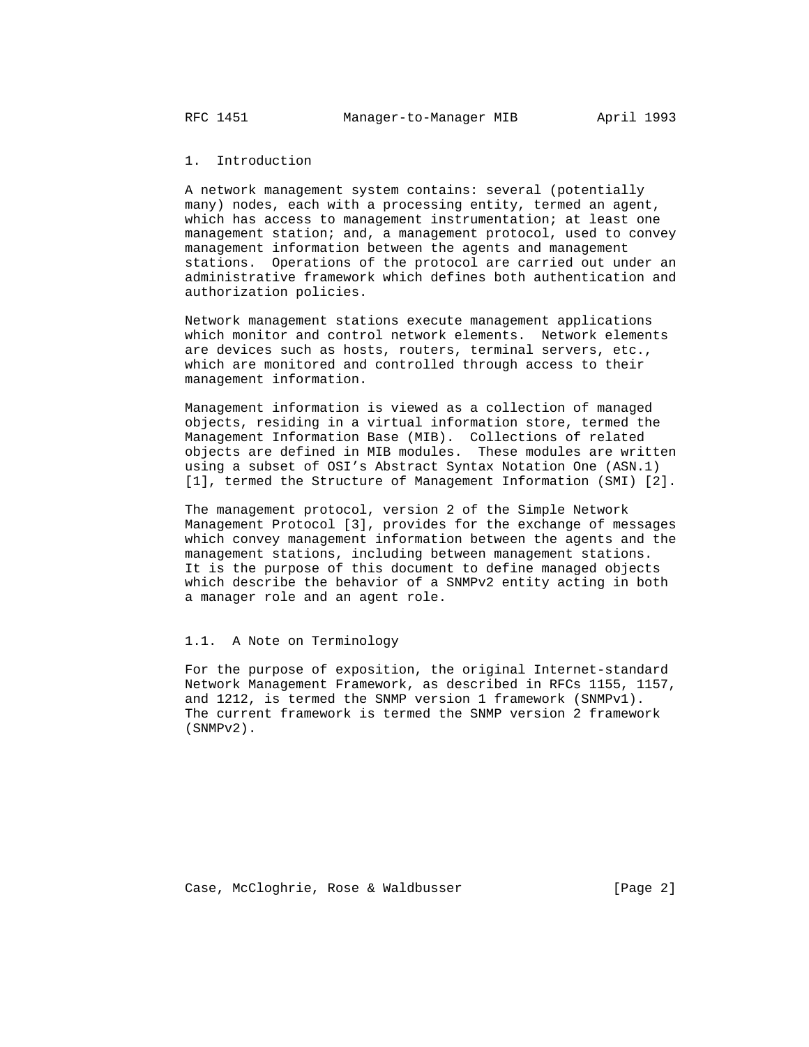# 1. Introduction

A network management system contains: several (potentially many) nodes, each with a processing entity, termed an agent, which has access to management instrumentation; at least one management station; and, a management protocol, used to convey management information between the agents and management stations. Operations of the protocol are carried out under an administrative framework which defines both authentication and authorization policies.

Network management stations execute management applications which monitor and control network elements. Network elements are devices such as hosts, routers, terminal servers, etc., which are monitored and controlled through access to their management information.

Management information is viewed as a collection of managed objects, residing in a virtual information store, termed the Management Information Base (MIB). Collections of related objects are defined in MIB modules. These modules are written using a subset of OSI's Abstract Syntax Notation One (ASN.1) [1], termed the Structure of Management Information (SMI) [2].

The management protocol, version 2 of the Simple Network Management Protocol [3], provides for the exchange of messages which convey management information between the agents and the management stations, including between management stations. It is the purpose of this document to define managed objects which describe the behavior of a SNMPv2 entity acting in both a manager role and an agent role.

## 1.1. A Note on Terminology

For the purpose of exposition, the original Internet-standard Network Management Framework, as described in RFCs 1155, 1157, and 1212, is termed the SNMP version 1 framework (SNMPv1). The current framework is termed the SNMP version 2 framework (SNMPv2).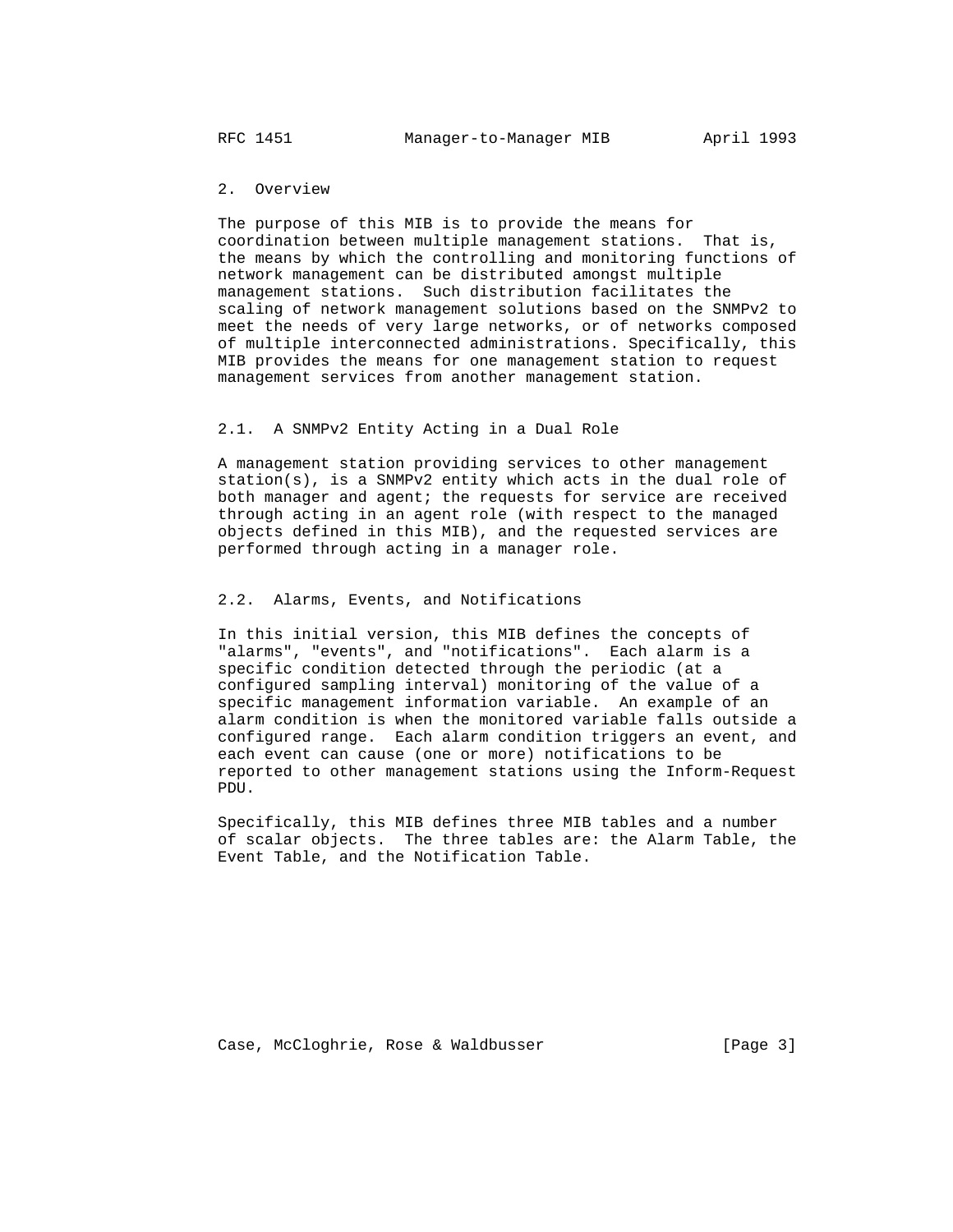## 2. Overview

The purpose of this MIB is to provide the means for coordination between multiple management stations. That is, the means by which the controlling and monitoring functions of network management can be distributed amongst multiple management stations. Such distribution facilitates the scaling of network management solutions based on the SNMPv2 to meet the needs of very large networks, or of networks composed of multiple interconnected administrations. Specifically, this MIB provides the means for one management station to request management services from another management station.

### 2.1. A SNMPv2 Entity Acting in a Dual Role

A management station providing services to other management station(s), is a SNMPv2 entity which acts in the dual role of both manager and agent; the requests for service are received through acting in an agent role (with respect to the managed objects defined in this MIB), and the requested services are performed through acting in a manager role.

### 2.2. Alarms, Events, and Notifications

In this initial version, this MIB defines the concepts of "alarms", "events", and "notifications". Each alarm is a specific condition detected through the periodic (at a configured sampling interval) monitoring of the value of a specific management information variable. An example of an alarm condition is when the monitored variable falls outside a configured range. Each alarm condition triggers an event, and each event can cause (one or more) notifications to be reported to other management stations using the Inform-Request PDU.

Specifically, this MIB defines three MIB tables and a number of scalar objects. The three tables are: the Alarm Table, the Event Table, and the Notification Table.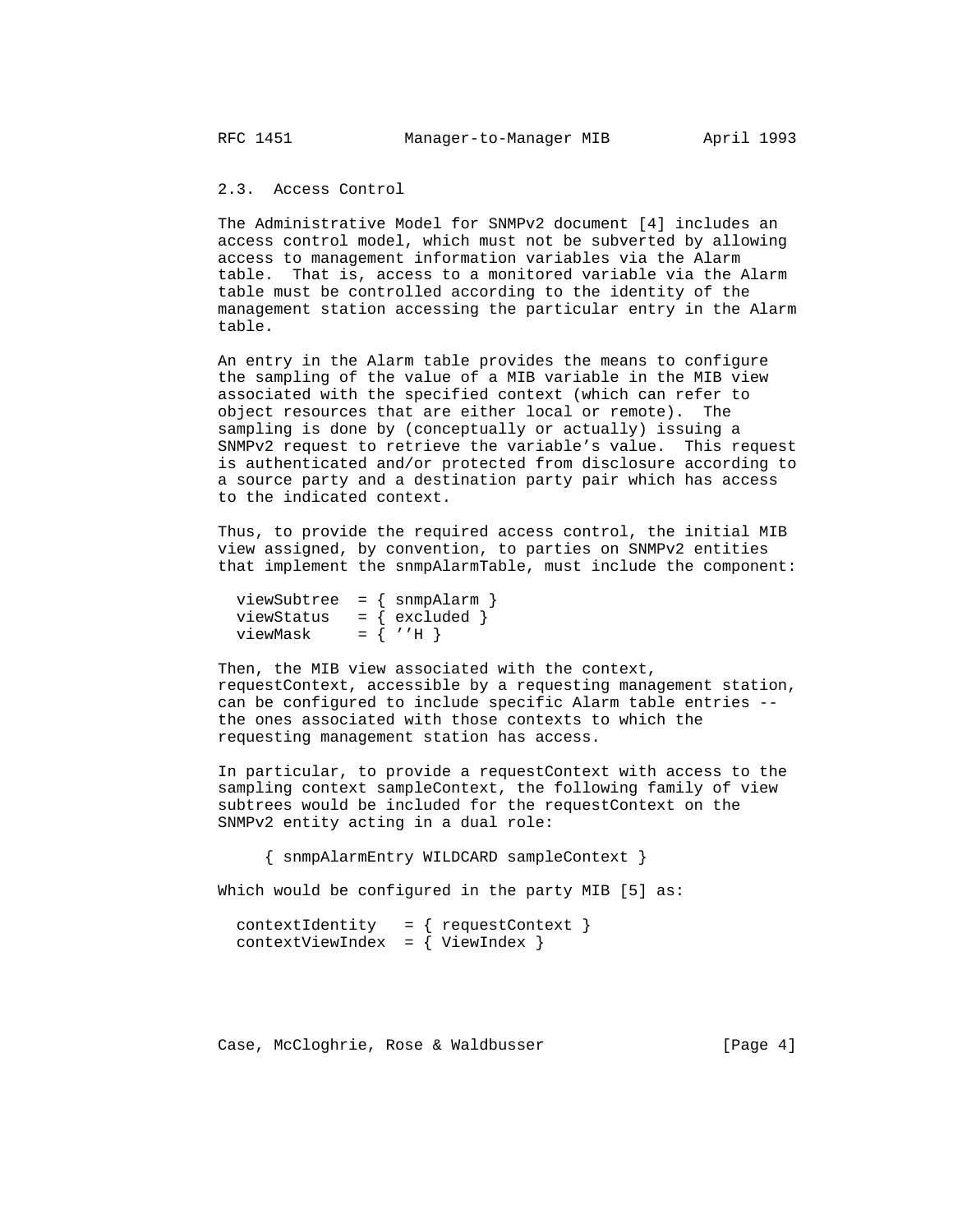### 2.3. Access Control

The Administrative Model for SNMPv2 document [4] includes an access control model, which must not be subverted by allowing access to management information variables via the Alarm table. That is, access to a monitored variable via the Alarm table must be controlled according to the identity of the management station accessing the particular entry in the Alarm table.

An entry in the Alarm table provides the means to configure the sampling of the value of a MIB variable in the MIB view associated with the specified context (which can refer to object resources that are either local or remote). The sampling is done by (conceptually or actually) issuing a SNMPv2 request to retrieve the variable's value. This request is authenticated and/or protected from disclosure according to a source party and a destination party pair which has access to the indicated context.

Thus, to provide the required access control, the initial MIB view assigned, by convention, to parties on SNMPv2 entities that implement the snmpAlarmTable, must include the component:

```
viewSubtree  = { snmpAlarm }
viewStatus   = { excluded }
viewMask     = { ''H }
```

Then, the MIB view associated with the context, requestContext, accessible by a requesting management station, can be configured to include specific Alarm table entries -- the ones associated with those contexts to which the requesting management station has access.

In particular, to provide a requestContext with access to the sampling context sampleContext, the following family of view subtrees would be included for the requestContext on the SNMPv2 entity acting in a dual role:

```
{ snmpAlarmEntry WILDCARD sampleContext }
```

Which would be configured in the party MIB [5] as:

```
contextIdentity   = { requestContext }
contextViewIndex  = { ViewIndex }
```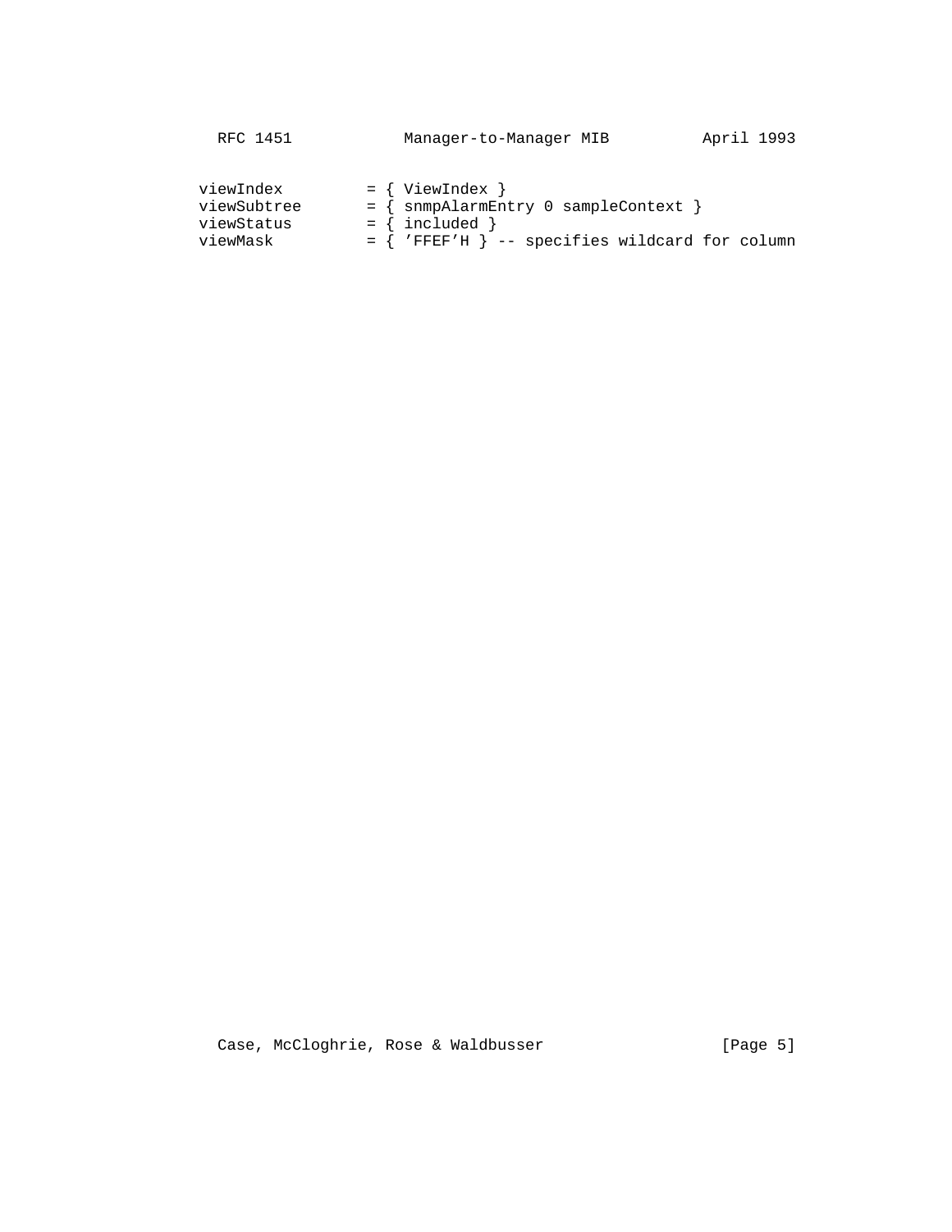```
viewIndex         = { ViewIndex }
viewSubtree       = { snmpAlarmEntry 0 sampleContext }
viewStatus        = { included }
viewMask          = { 'FFEF'H } -- specifies wildcard for column
```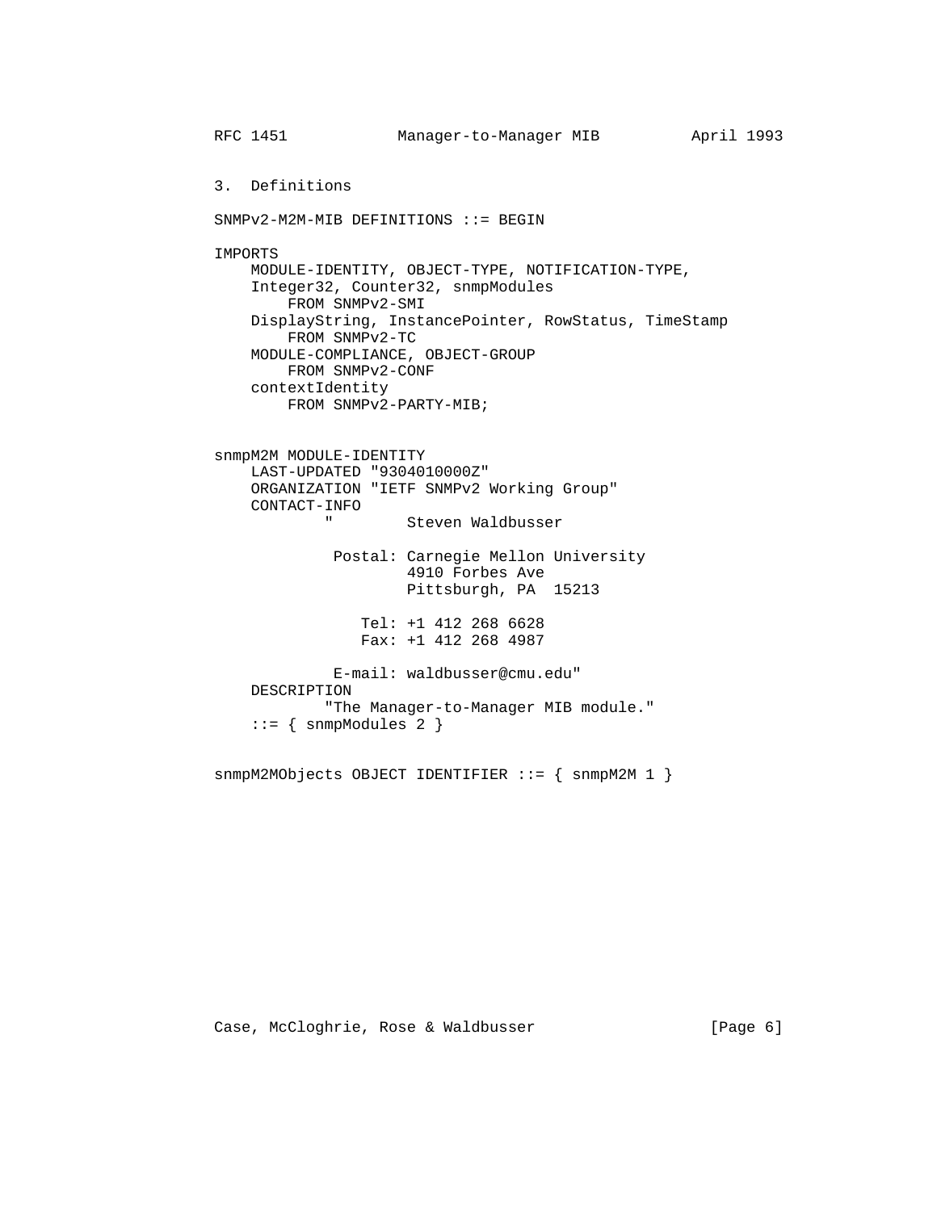## 3. Definitions

```
SNMPv2-M2M-MIB DEFINITIONS ::= BEGIN

IMPORTS
    MODULE-IDENTITY, OBJECT-TYPE, NOTIFICATION-TYPE,
    Integer32, Counter32, snmpModules
        FROM SNMPv2-SMI
    DisplayString, InstancePointer, RowStatus, TimeStamp
        FROM SNMPv2-TC
    MODULE-COMPLIANCE, OBJECT-GROUP
        FROM SNMPv2-CONF
    contextIdentity
        FROM SNMPv2-PARTY-MIB;


snmpM2M MODULE-IDENTITY
    LAST-UPDATED "9304010000Z"
    ORGANIZATION "IETF SNMPv2 Working Group"
    CONTACT-INFO
            "        Steven Waldbusser

             Postal: Carnegie Mellon University
                     4910 Forbes Ave
                     Pittsburgh, PA  15213

                Tel: +1 412 268 6628
                Fax: +1 412 268 4987

             E-mail: waldbusser@cmu.edu"
    DESCRIPTION
            "The Manager-to-Manager MIB module."
    ::= { snmpModules 2 }


snmpM2MObjects OBJECT IDENTIFIER ::= { snmpM2M 1 }
```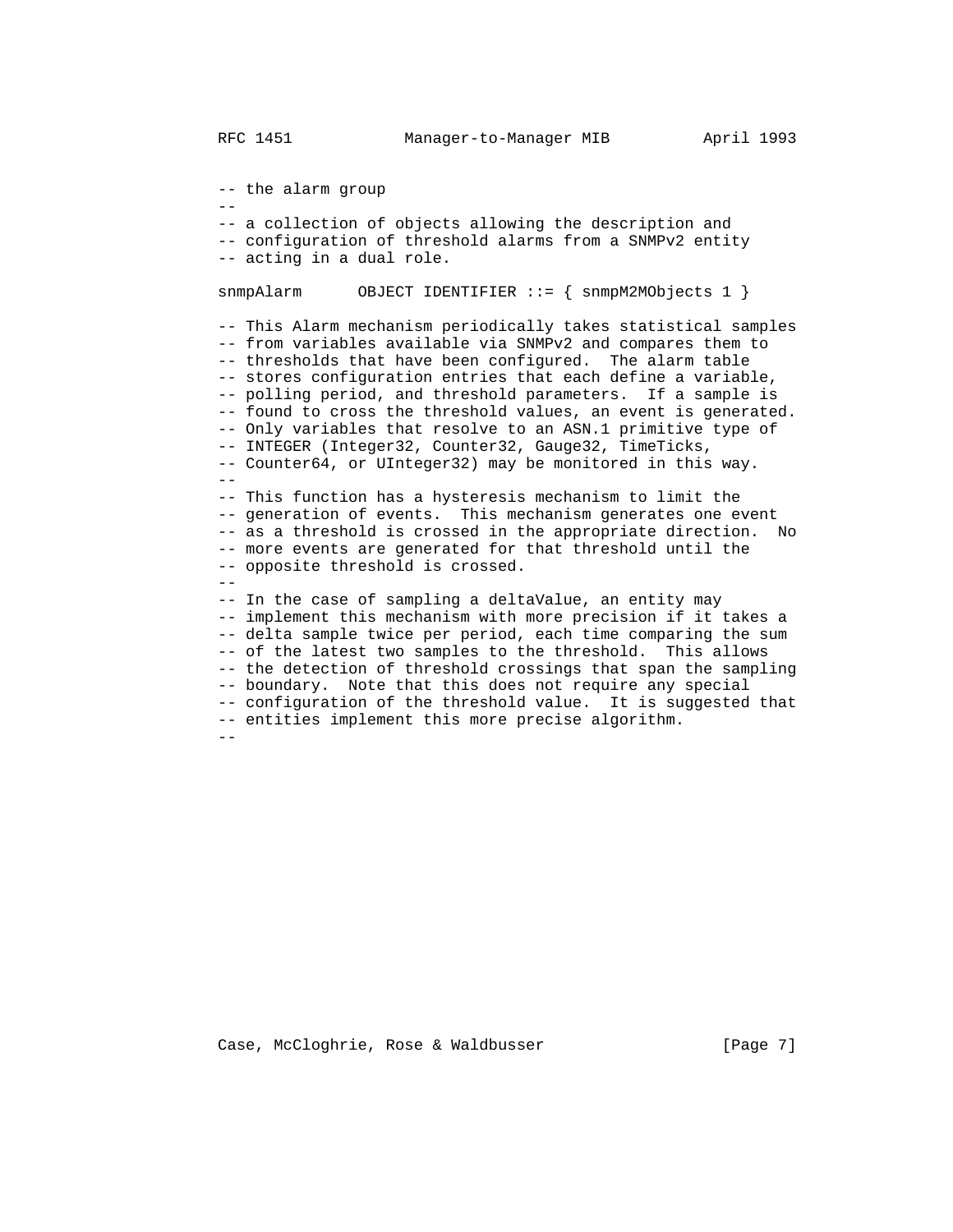```
-- the alarm group
--
-- a collection of objects allowing the description and
-- configuration of threshold alarms from a SNMPv2 entity
-- acting in a dual role.

snmpAlarm      OBJECT IDENTIFIER ::= { snmpM2MObjects 1 }

-- This Alarm mechanism periodically takes statistical samples
-- from variables available via SNMPv2 and compares them to
-- thresholds that have been configured.  The alarm table
-- stores configuration entries that each define a variable,
-- polling period, and threshold parameters.  If a sample is
-- found to cross the threshold values, an event is generated.
-- Only variables that resolve to an ASN.1 primitive type of
-- INTEGER (Integer32, Counter32, Gauge32, TimeTicks,
-- Counter64, or UInteger32) may be monitored in this way.
--
-- This function has a hysteresis mechanism to limit the
-- generation of events.  This mechanism generates one event
-- as a threshold is crossed in the appropriate direction.  No
-- more events are generated for that threshold until the
-- opposite threshold is crossed.
--
-- In the case of sampling a deltaValue, an entity may
-- implement this mechanism with more precision if it takes a
-- delta sample twice per period, each time comparing the sum
-- of the latest two samples to the threshold.  This allows
-- the detection of threshold crossings that span the sampling
-- boundary.  Note that this does not require any special
-- configuration of the threshold value.  It is suggested that
-- entities implement this more precise algorithm.
--
```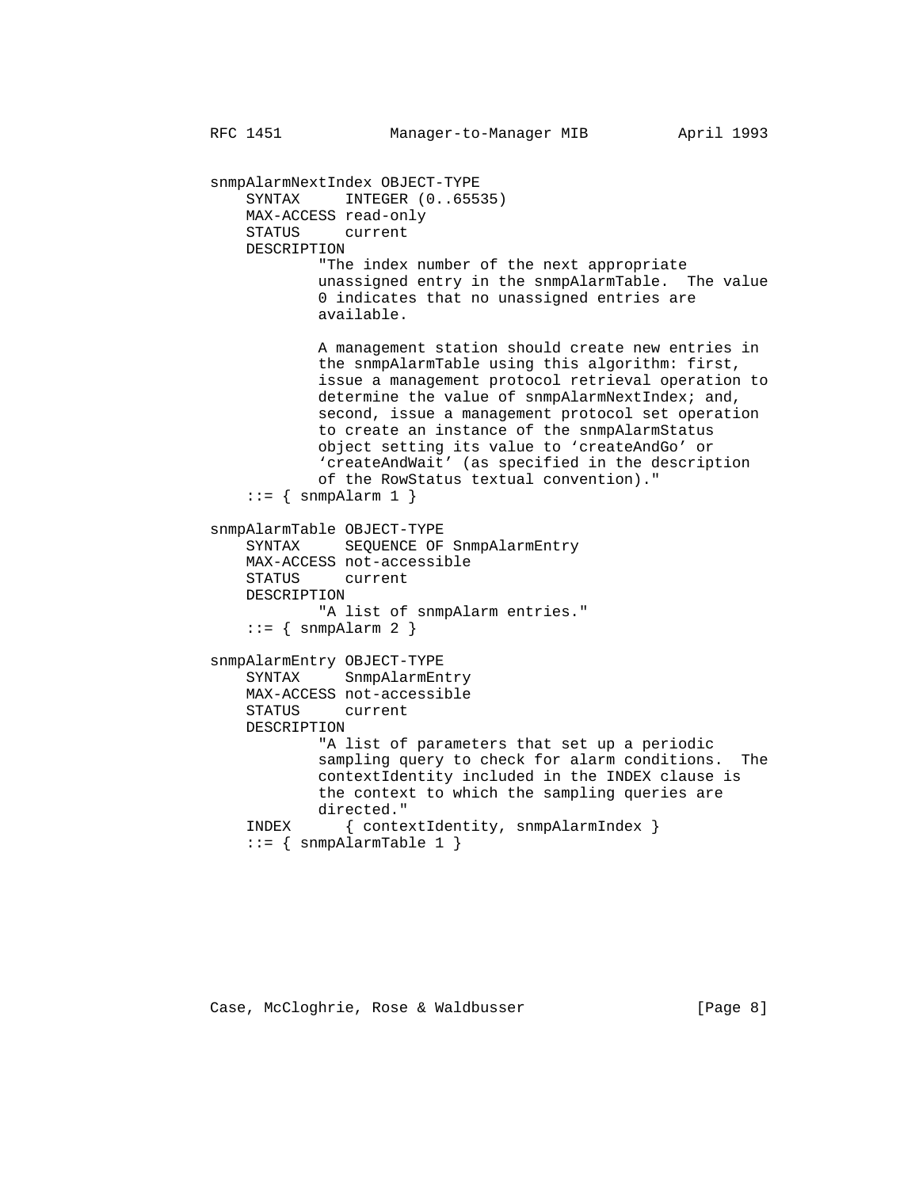```
snmpAlarmNextIndex OBJECT-TYPE
    SYNTAX     INTEGER (0..65535)
    MAX-ACCESS read-only
    STATUS     current
    DESCRIPTION
            "The index number of the next appropriate
            unassigned entry in the snmpAlarmTable.  The value
            0 indicates that no unassigned entries are
            available.

            A management station should create new entries in
            the snmpAlarmTable using this algorithm: first,
            issue a management protocol retrieval operation to
            determine the value of snmpAlarmNextIndex; and,
            second, issue a management protocol set operation
            to create an instance of the snmpAlarmStatus
            object setting its value to `createAndGo' or
            `createAndWait' (as specified in the description
            of the RowStatus textual convention)."
    ::= { snmpAlarm 1 }

snmpAlarmTable OBJECT-TYPE
    SYNTAX     SEQUENCE OF SnmpAlarmEntry
    MAX-ACCESS not-accessible
    STATUS     current
    DESCRIPTION
            "A list of snmpAlarm entries."
    ::= { snmpAlarm 2 }

snmpAlarmEntry OBJECT-TYPE
    SYNTAX     SnmpAlarmEntry
    MAX-ACCESS not-accessible
    STATUS     current
    DESCRIPTION
            "A list of parameters that set up a periodic
            sampling query to check for alarm conditions.  The
            contextIdentity included in the INDEX clause is
            the context to which the sampling queries are
            directed."
    INDEX      { contextIdentity, snmpAlarmIndex }
    ::= { snmpAlarmTable 1 }
```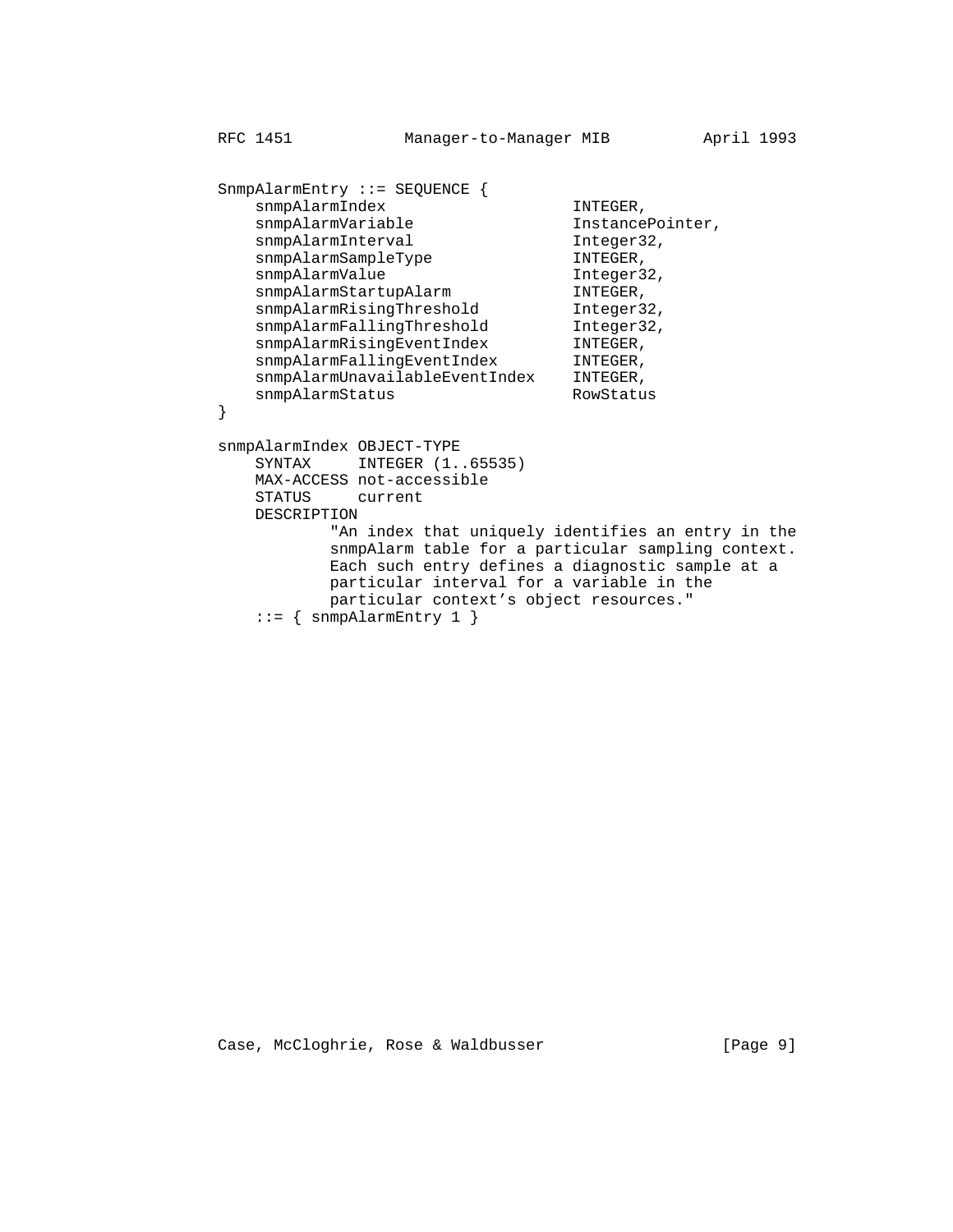```
SnmpAlarmEntry ::= SEQUENCE {
    snmpAlarmIndex                   INTEGER,
    snmpAlarmVariable                InstancePointer,
    snmpAlarmInterval                Integer32,
    snmpAlarmSampleType              INTEGER,
    snmpAlarmValue                   Integer32,
    snmpAlarmStartupAlarm            INTEGER,
    snmpAlarmRisingThreshold         Integer32,
    snmpAlarmFallingThreshold        Integer32,
    snmpAlarmRisingEventIndex        INTEGER,
    snmpAlarmFallingEventIndex       INTEGER,
    snmpAlarmUnavailableEventIndex   INTEGER,
    snmpAlarmStatus                  RowStatus
}

snmpAlarmIndex OBJECT-TYPE
    SYNTAX     INTEGER (1..65535)
    MAX-ACCESS not-accessible
    STATUS     current
    DESCRIPTION
            "An index that uniquely identifies an entry in the
            snmpAlarm table for a particular sampling context.
            Each such entry defines a diagnostic sample at a
            particular interval for a variable in the
            particular context's object resources."
    ::= { snmpAlarmEntry 1 }
```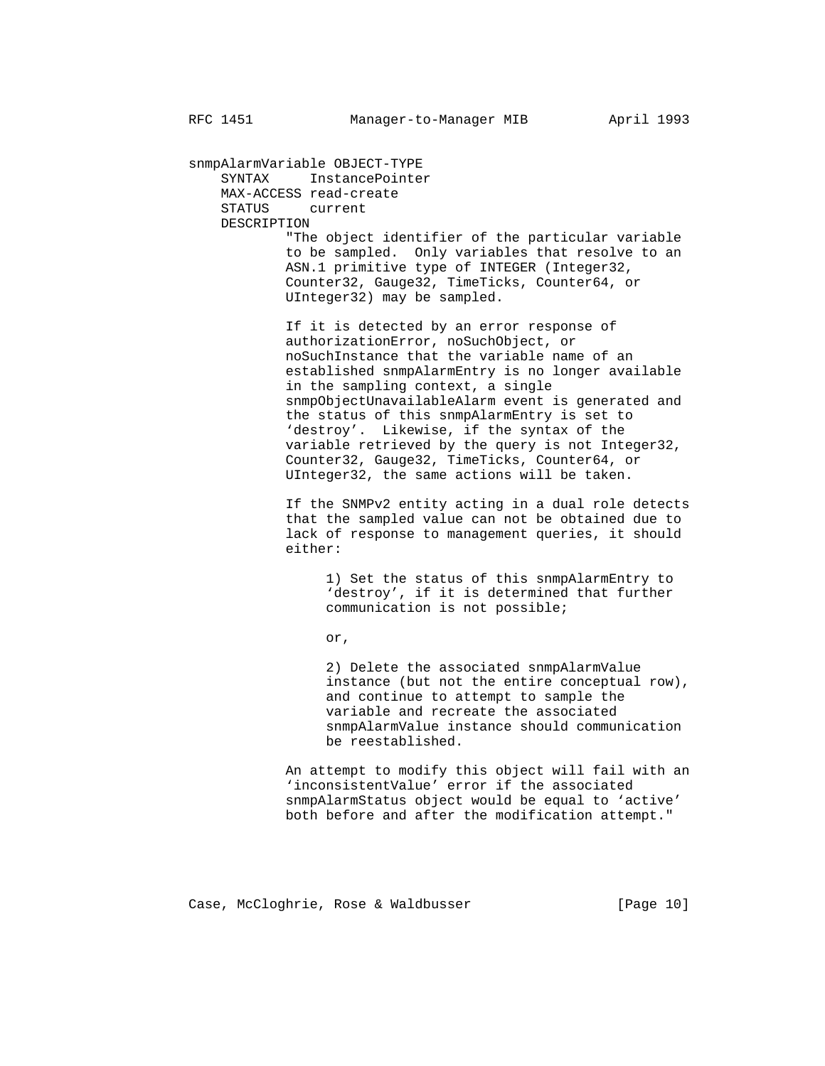```
snmpAlarmVariable OBJECT-TYPE
    SYNTAX     InstancePointer
    MAX-ACCESS read-create
    STATUS     current
    DESCRIPTION
            "The object identifier of the particular variable
            to be sampled.  Only variables that resolve to an
            ASN.1 primitive type of INTEGER (Integer32,
            Counter32, Gauge32, TimeTicks, Counter64, or
            UInteger32) may be sampled.

            If it is detected by an error response of
            authorizationError, noSuchObject, or
            noSuchInstance that the variable name of an
            established snmpAlarmEntry is no longer available
            in the sampling context, a single
            snmpObjectUnavailableAlarm event is generated and
            the status of this snmpAlarmEntry is set to
            `destroy'.  Likewise, if the syntax of the
            variable retrieved by the query is not Integer32,
            Counter32, Gauge32, TimeTicks, Counter64, or
            UInteger32, the same actions will be taken.

            If the SNMPv2 entity acting in a dual role detects
            that the sampled value can not be obtained due to
            lack of response to management queries, it should
            either:

                 1) Set the status of this snmpAlarmEntry to
                 `destroy', if it is determined that further
                 communication is not possible;

                 or,

                 2) Delete the associated snmpAlarmValue
                 instance (but not the entire conceptual row),
                 and continue to attempt to sample the
                 variable and recreate the associated
                 snmpAlarmValue instance should communication
                 be reestablished.

            An attempt to modify this object will fail with an
            `inconsistentValue' error if the associated
            snmpAlarmStatus object would be equal to `active'
            both before and after the modification attempt."
```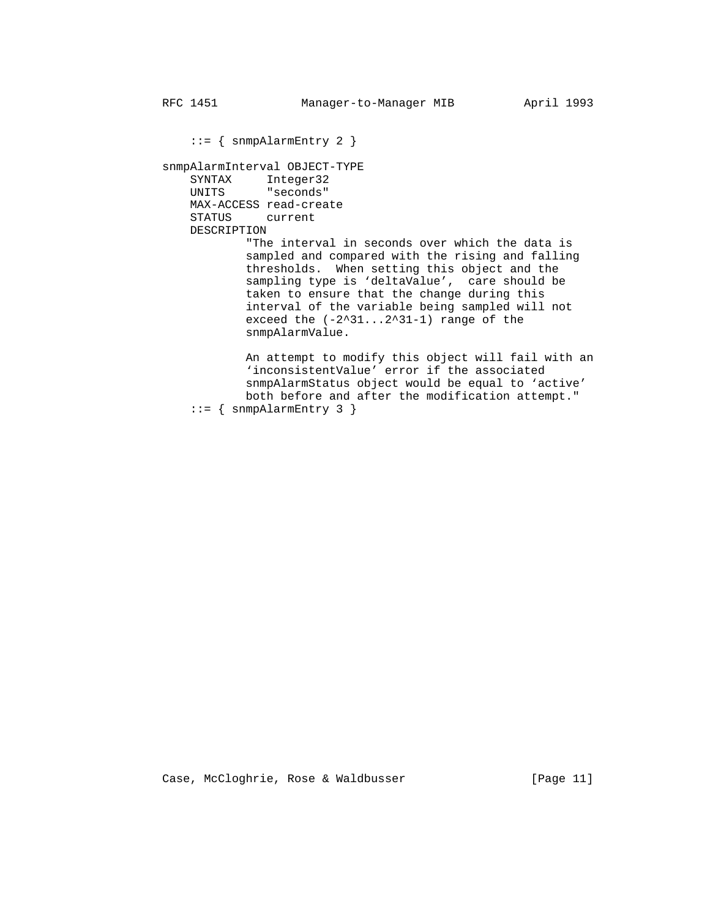```
    ::= { snmpAlarmEntry 2 }

snmpAlarmInterval OBJECT-TYPE
    SYNTAX     Integer32
    UNITS      "seconds"
    MAX-ACCESS read-create
    STATUS     current
    DESCRIPTION
            "The interval in seconds over which the data is
            sampled and compared with the rising and falling
            thresholds.  When setting this object and the
            sampling type is `deltaValue',  care should be
            taken to ensure that the change during this
            interval of the variable being sampled will not
            exceed the (-2^31...2^31-1) range of the
            snmpAlarmValue.

            An attempt to modify this object will fail with an
            `inconsistentValue' error if the associated
            snmpAlarmStatus object would be equal to `active'
            both before and after the modification attempt."
    ::= { snmpAlarmEntry 3 }
```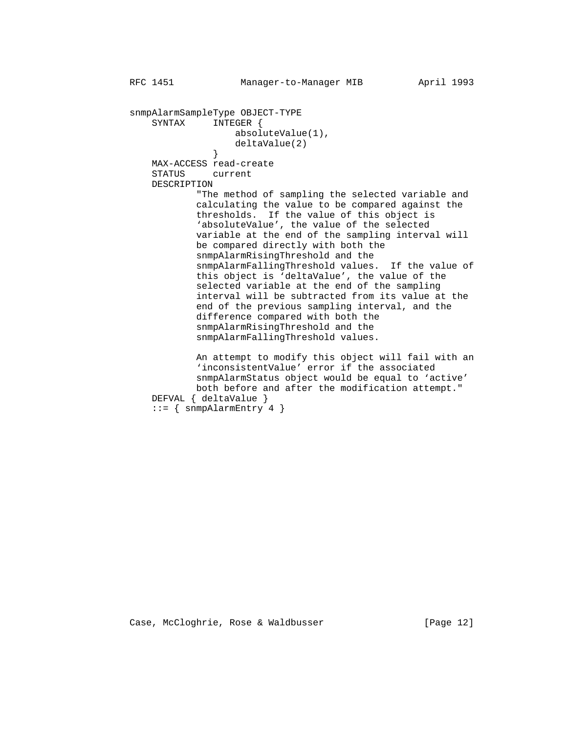```
snmpAlarmSampleType OBJECT-TYPE
    SYNTAX     INTEGER {
                   absoluteValue(1),
                   deltaValue(2)
               }
    MAX-ACCESS read-create
    STATUS     current
    DESCRIPTION
            "The method of sampling the selected variable and
            calculating the value to be compared against the
            thresholds.  If the value of this object is
            'absoluteValue', the value of the selected
            variable at the end of the sampling interval will
            be compared directly with both the
            snmpAlarmRisingThreshold and the
            snmpAlarmFallingThreshold values.  If the value of
            this object is 'deltaValue', the value of the
            selected variable at the end of the sampling
            interval will be subtracted from its value at the
            end of the previous sampling interval, and the
            difference compared with both the
            snmpAlarmRisingThreshold and the
            snmpAlarmFallingThreshold values.

            An attempt to modify this object will fail with an
            'inconsistentValue' error if the associated
            snmpAlarmStatus object would be equal to 'active'
            both before and after the modification attempt."
    DEFVAL { deltaValue }
    ::= { snmpAlarmEntry 4 }
```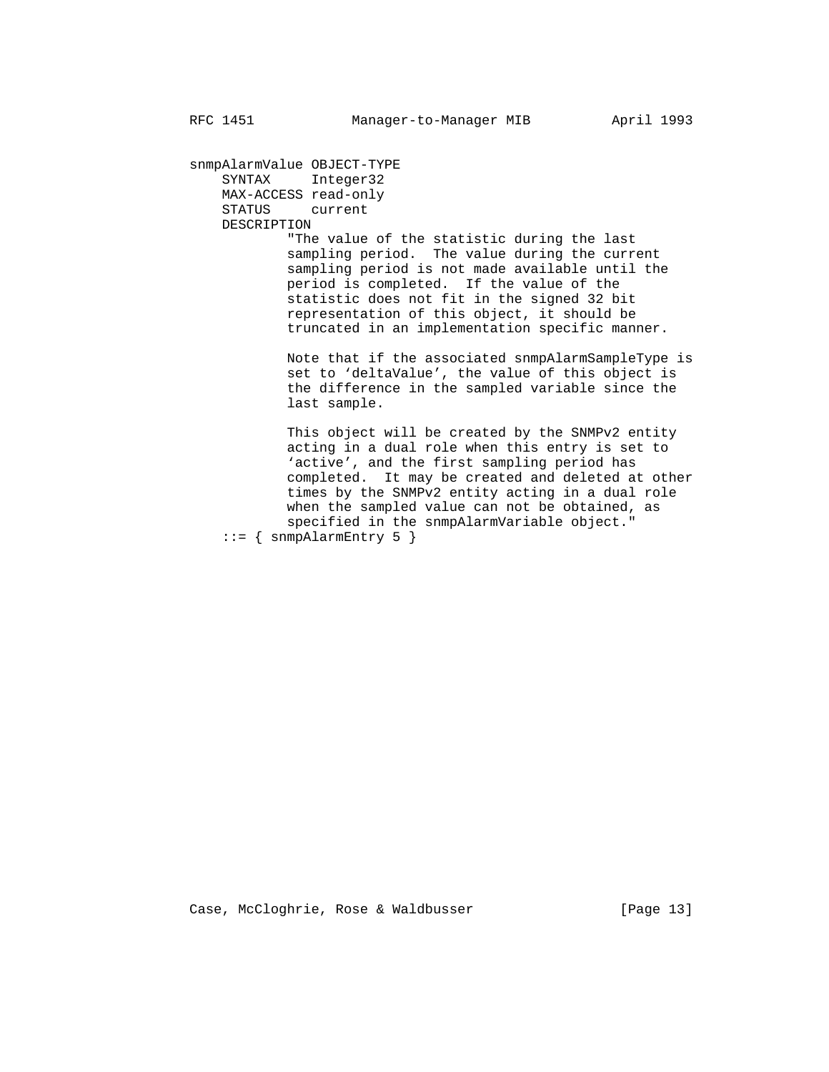```
snmpAlarmValue OBJECT-TYPE
    SYNTAX     Integer32
    MAX-ACCESS read-only
    STATUS     current
    DESCRIPTION
            "The value of the statistic during the last
            sampling period.  The value during the current
            sampling period is not made available until the
            period is completed.  If the value of the
            statistic does not fit in the signed 32 bit
            representation of this object, it should be
            truncated in an implementation specific manner.

            Note that if the associated snmpAlarmSampleType is
            set to 'deltaValue', the value of this object is
            the difference in the sampled variable since the
            last sample.

            This object will be created by the SNMPv2 entity
            acting in a dual role when this entry is set to
            'active', and the first sampling period has
            completed.  It may be created and deleted at other
            times by the SNMPv2 entity acting in a dual role
            when the sampled value can not be obtained, as
            specified in the snmpAlarmVariable object."
    ::= { snmpAlarmEntry 5 }
```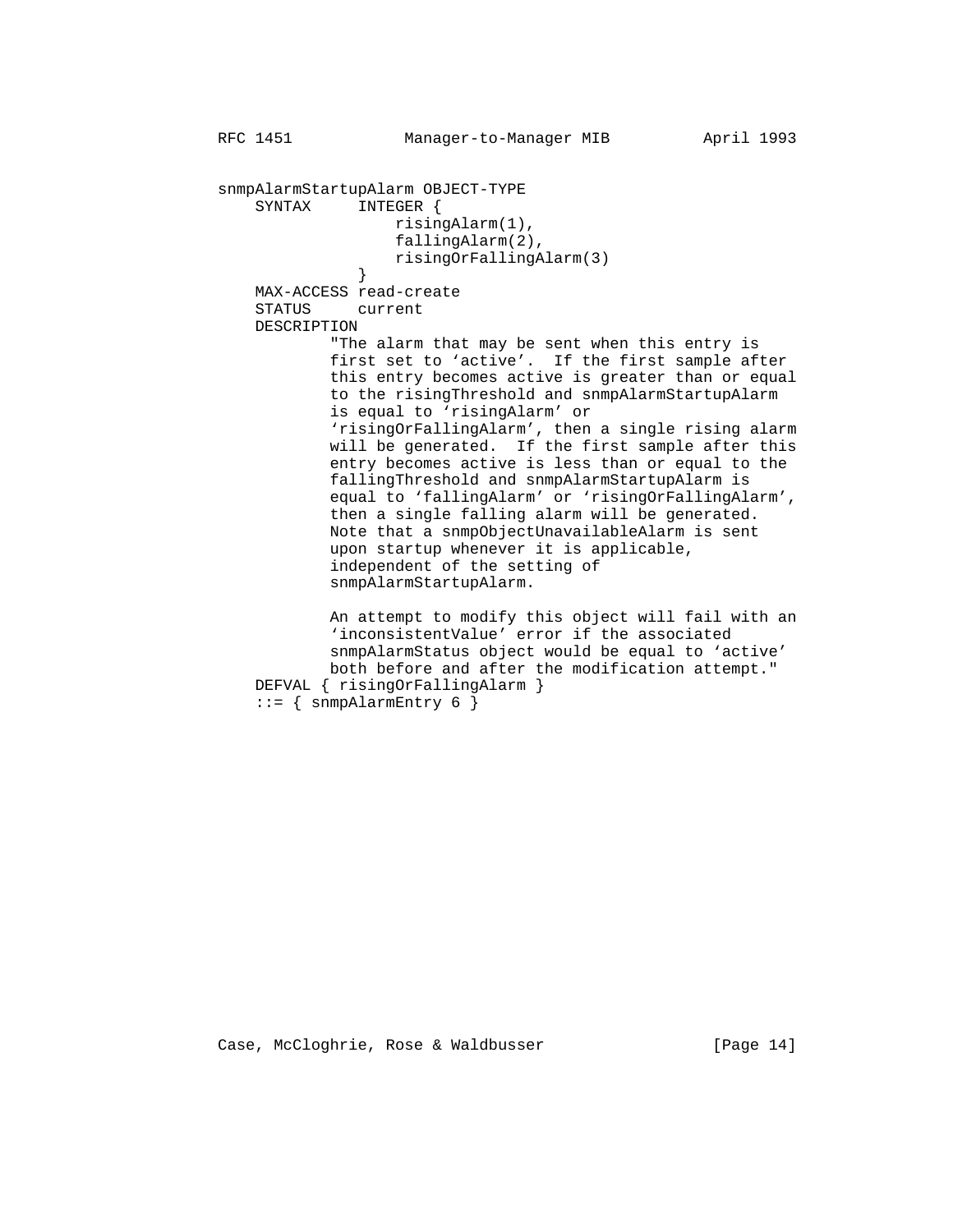```
snmpAlarmStartupAlarm OBJECT-TYPE
    SYNTAX     INTEGER {
                   risingAlarm(1),
                   fallingAlarm(2),
                   risingOrFallingAlarm(3)
               }
    MAX-ACCESS read-create
    STATUS     current
    DESCRIPTION
            "The alarm that may be sent when this entry is
            first set to 'active'.  If the first sample after
            this entry becomes active is greater than or equal
            to the risingThreshold and snmpAlarmStartupAlarm
            is equal to 'risingAlarm' or
            'risingOrFallingAlarm', then a single rising alarm
            will be generated.  If the first sample after this
            entry becomes active is less than or equal to the
            fallingThreshold and snmpAlarmStartupAlarm is
            equal to 'fallingAlarm' or 'risingOrFallingAlarm',
            then a single falling alarm will be generated.
            Note that a snmpObjectUnavailableAlarm is sent
            upon startup whenever it is applicable,
            independent of the setting of
            snmpAlarmStartupAlarm.

            An attempt to modify this object will fail with an
            'inconsistentValue' error if the associated
            snmpAlarmStatus object would be equal to 'active'
            both before and after the modification attempt."
    DEFVAL { risingOrFallingAlarm }
    ::= { snmpAlarmEntry 6 }
```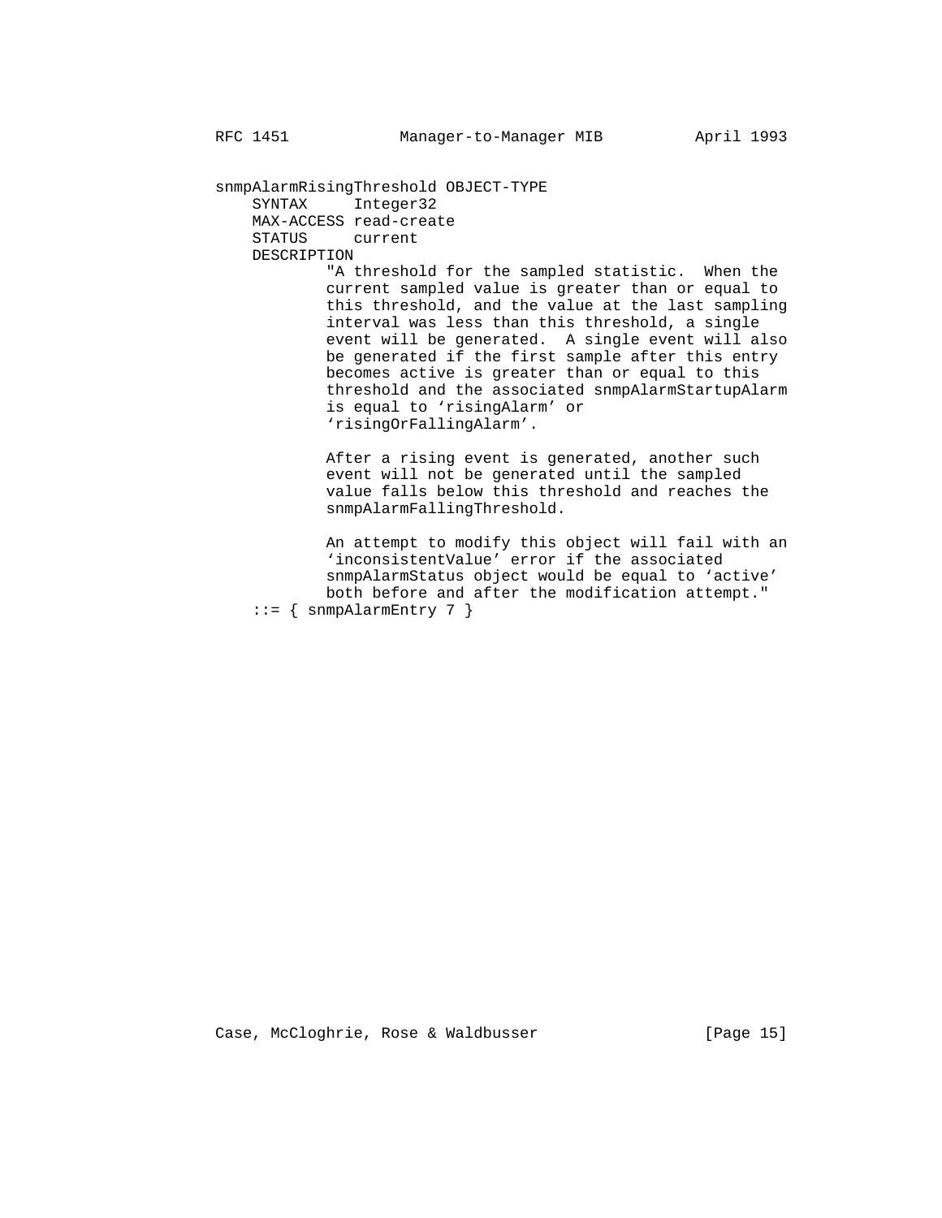```
snmpAlarmRisingThreshold OBJECT-TYPE
    SYNTAX     Integer32
    MAX-ACCESS read-create
    STATUS     current
    DESCRIPTION
            "A threshold for the sampled statistic.  When the
            current sampled value is greater than or equal to
            this threshold, and the value at the last sampling
            interval was less than this threshold, a single
            event will be generated.  A single event will also
            be generated if the first sample after this entry
            becomes active is greater than or equal to this
            threshold and the associated snmpAlarmStartupAlarm
            is equal to 'risingAlarm' or
            'risingOrFallingAlarm'.

            After a rising event is generated, another such
            event will not be generated until the sampled
            value falls below this threshold and reaches the
            snmpAlarmFallingThreshold.

            An attempt to modify this object will fail with an
            'inconsistentValue' error if the associated
            snmpAlarmStatus object would be equal to 'active'
            both before and after the modification attempt."
    ::= { snmpAlarmEntry 7 }
```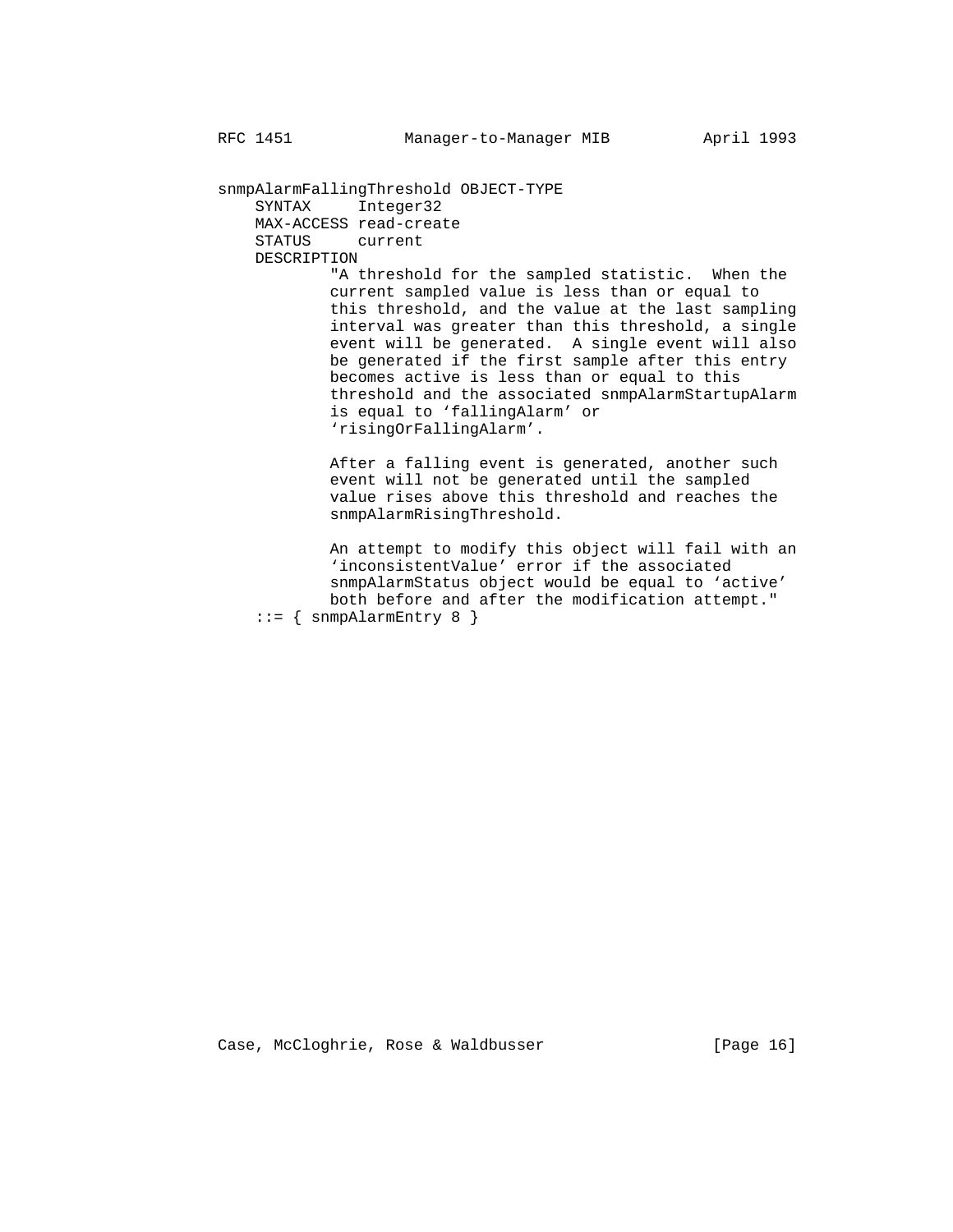```
snmpAlarmFallingThreshold OBJECT-TYPE
    SYNTAX     Integer32
    MAX-ACCESS read-create
    STATUS     current
    DESCRIPTION
            "A threshold for the sampled statistic.  When the
            current sampled value is less than or equal to
            this threshold, and the value at the last sampling
            interval was greater than this threshold, a single
            event will be generated.  A single event will also
            be generated if the first sample after this entry
            becomes active is less than or equal to this
            threshold and the associated snmpAlarmStartupAlarm
            is equal to `fallingAlarm' or
            `risingOrFallingAlarm'.

            After a falling event is generated, another such
            event will not be generated until the sampled
            value rises above this threshold and reaches the
            snmpAlarmRisingThreshold.

            An attempt to modify this object will fail with an
            `inconsistentValue' error if the associated
            snmpAlarmStatus object would be equal to `active'
            both before and after the modification attempt."
    ::= { snmpAlarmEntry 8 }
```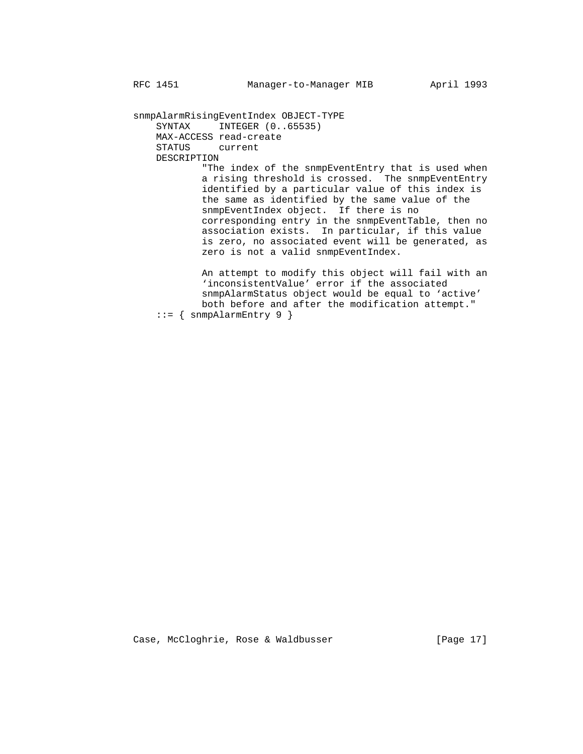```
snmpAlarmRisingEventIndex OBJECT-TYPE
    SYNTAX     INTEGER (0..65535)
    MAX-ACCESS read-create
    STATUS     current
    DESCRIPTION
            "The index of the snmpEventEntry that is used when
            a rising threshold is crossed.  The snmpEventEntry
            identified by a particular value of this index is
            the same as identified by the same value of the
            snmpEventIndex object.  If there is no
            corresponding entry in the snmpEventTable, then no
            association exists.  In particular, if this value
            is zero, no associated event will be generated, as
            zero is not a valid snmpEventIndex.

            An attempt to modify this object will fail with an
            'inconsistentValue' error if the associated
            snmpAlarmStatus object would be equal to 'active'
            both before and after the modification attempt."
    ::= { snmpAlarmEntry 9 }
```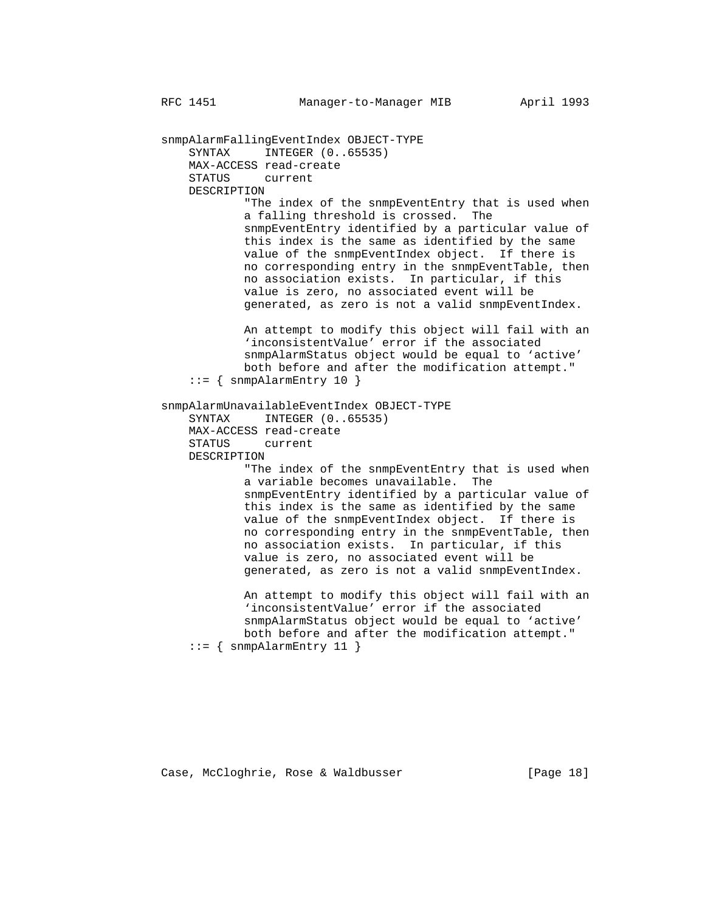```
snmpAlarmFallingEventIndex OBJECT-TYPE
    SYNTAX     INTEGER (0..65535)
    MAX-ACCESS read-create
    STATUS     current
    DESCRIPTION
            "The index of the snmpEventEntry that is used when
            a falling threshold is crossed.  The
            snmpEventEntry identified by a particular value of
            this index is the same as identified by the same
            value of the snmpEventIndex object.  If there is
            no corresponding entry in the snmpEventTable, then
            no association exists.  In particular, if this
            value is zero, no associated event will be
            generated, as zero is not a valid snmpEventIndex.

            An attempt to modify this object will fail with an
            'inconsistentValue' error if the associated
            snmpAlarmStatus object would be equal to 'active'
            both before and after the modification attempt."
    ::= { snmpAlarmEntry 10 }

snmpAlarmUnavailableEventIndex OBJECT-TYPE
    SYNTAX     INTEGER (0..65535)
    MAX-ACCESS read-create
    STATUS     current
    DESCRIPTION
            "The index of the snmpEventEntry that is used when
            a variable becomes unavailable.  The
            snmpEventEntry identified by a particular value of
            this index is the same as identified by the same
            value of the snmpEventIndex object.  If there is
            no corresponding entry in the snmpEventTable, then
            no association exists.  In particular, if this
            value is zero, no associated event will be
            generated, as zero is not a valid snmpEventIndex.

            An attempt to modify this object will fail with an
            'inconsistentValue' error if the associated
            snmpAlarmStatus object would be equal to 'active'
            both before and after the modification attempt."
    ::= { snmpAlarmEntry 11 }
```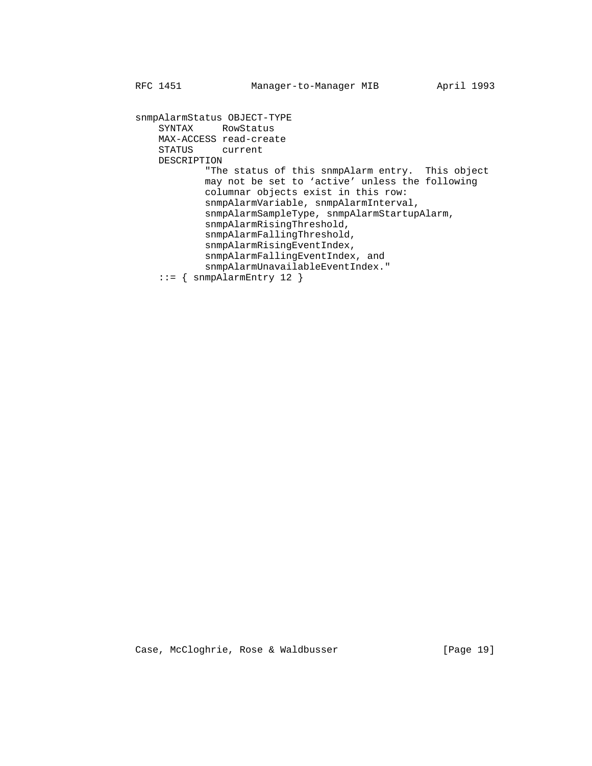```
snmpAlarmStatus OBJECT-TYPE
    SYNTAX     RowStatus
    MAX-ACCESS read-create
    STATUS     current
    DESCRIPTION
            "The status of this snmpAlarm entry.  This object
            may not be set to ‘active’ unless the following
            columnar objects exist in this row:
            snmpAlarmVariable, snmpAlarmInterval,
            snmpAlarmSampleType, snmpAlarmStartupAlarm,
            snmpAlarmRisingThreshold,
            snmpAlarmFallingThreshold,
            snmpAlarmRisingEventIndex,
            snmpAlarmFallingEventIndex, and
            snmpAlarmUnavailableEventIndex."
    ::= { snmpAlarmEntry 12 }
```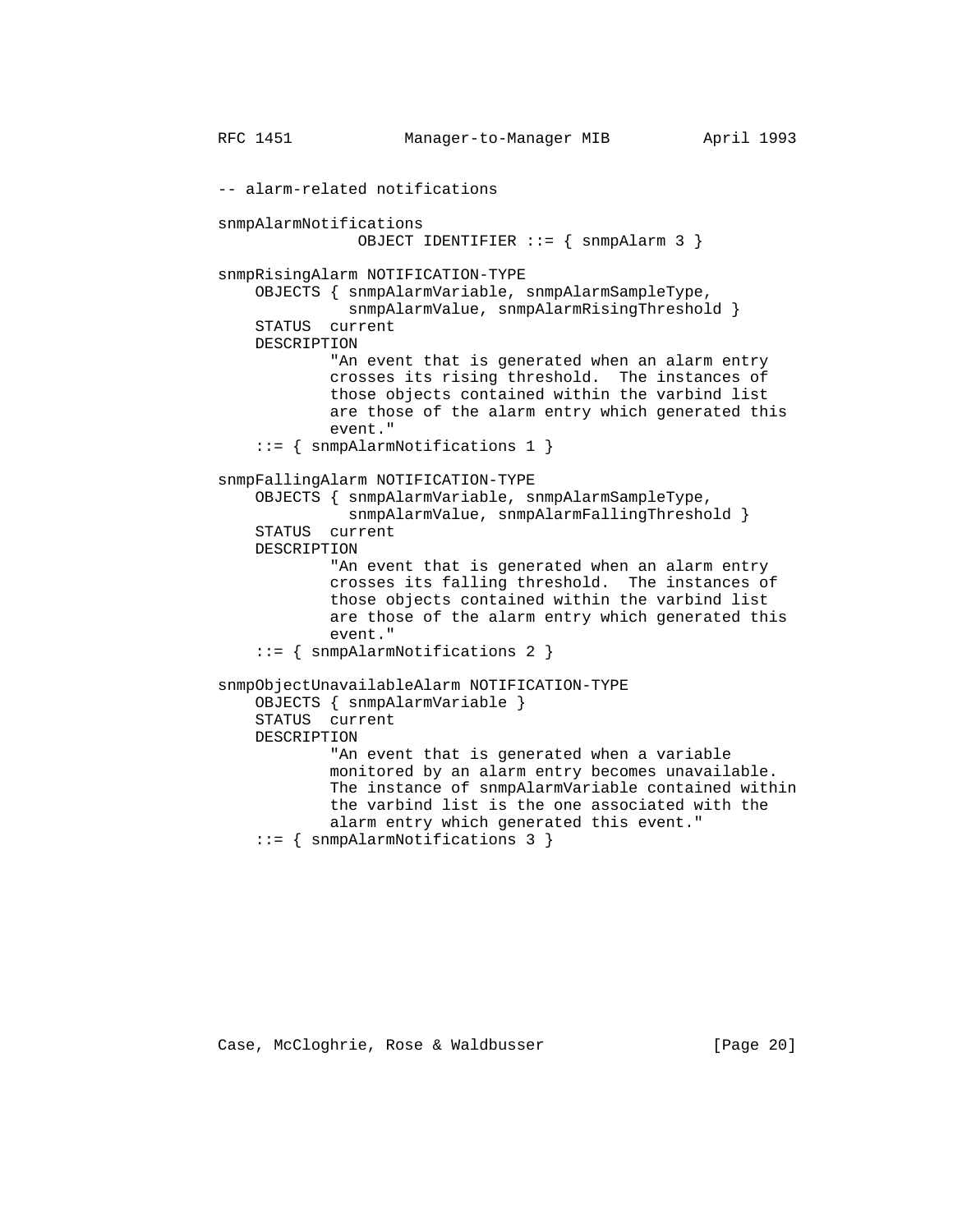```
-- alarm-related notifications

snmpAlarmNotifications
               OBJECT IDENTIFIER ::= { snmpAlarm 3 }

snmpRisingAlarm NOTIFICATION-TYPE
    OBJECTS { snmpAlarmVariable, snmpAlarmSampleType,
              snmpAlarmValue, snmpAlarmRisingThreshold }
    STATUS  current
    DESCRIPTION
            "An event that is generated when an alarm entry
            crosses its rising threshold.  The instances of
            those objects contained within the varbind list
            are those of the alarm entry which generated this
            event."
    ::= { snmpAlarmNotifications 1 }

snmpFallingAlarm NOTIFICATION-TYPE
    OBJECTS { snmpAlarmVariable, snmpAlarmSampleType,
              snmpAlarmValue, snmpAlarmFallingThreshold }
    STATUS  current
    DESCRIPTION
            "An event that is generated when an alarm entry
            crosses its falling threshold.  The instances of
            those objects contained within the varbind list
            are those of the alarm entry which generated this
            event."
    ::= { snmpAlarmNotifications 2 }

snmpObjectUnavailableAlarm NOTIFICATION-TYPE
    OBJECTS { snmpAlarmVariable }
    STATUS  current
    DESCRIPTION
            "An event that is generated when a variable
            monitored by an alarm entry becomes unavailable.
            The instance of snmpAlarmVariable contained within
            the varbind list is the one associated with the
            alarm entry which generated this event."
    ::= { snmpAlarmNotifications 3 }
```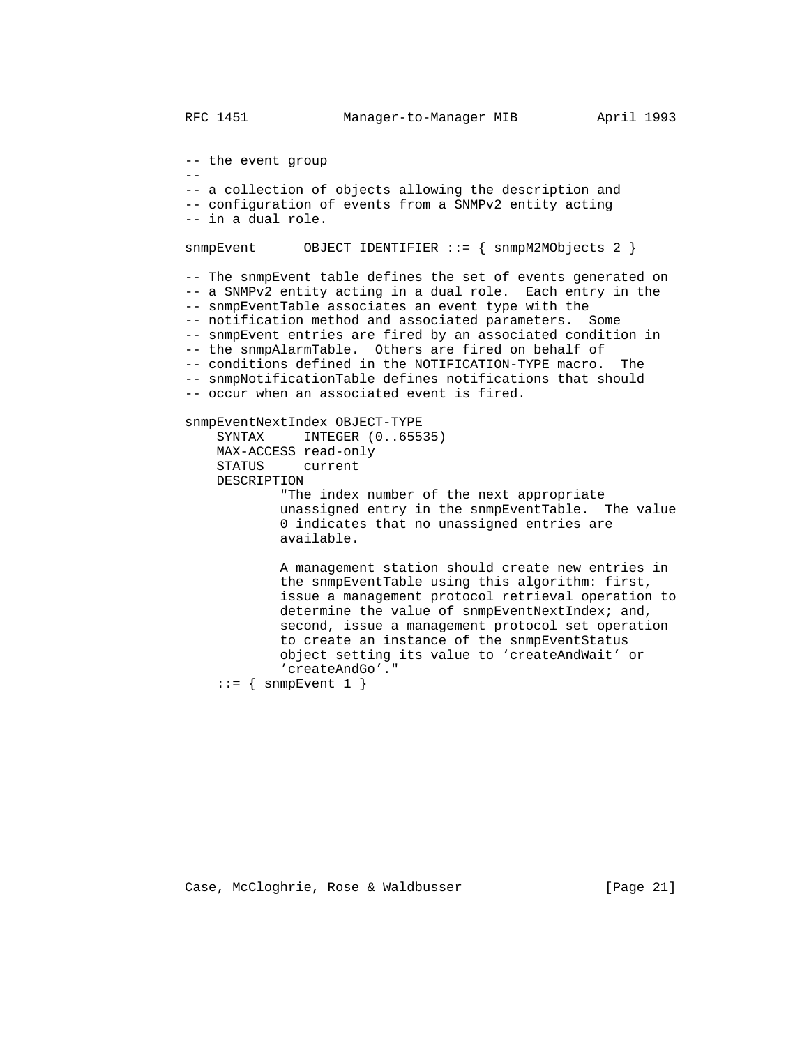```
-- the event group
--
-- a collection of objects allowing the description and
-- configuration of events from a SNMPv2 entity acting
-- in a dual role.

snmpEvent      OBJECT IDENTIFIER ::= { snmpM2MObjects 2 }

-- The snmpEvent table defines the set of events generated on
-- a SNMPv2 entity acting in a dual role.  Each entry in the
-- snmpEventTable associates an event type with the
-- notification method and associated parameters.  Some
-- snmpEvent entries are fired by an associated condition in
-- the snmpAlarmTable.  Others are fired on behalf of
-- conditions defined in the NOTIFICATION-TYPE macro.  The
-- snmpNotificationTable defines notifications that should
-- occur when an associated event is fired.

snmpEventNextIndex OBJECT-TYPE
    SYNTAX     INTEGER (0..65535)
    MAX-ACCESS read-only
    STATUS     current
    DESCRIPTION
            "The index number of the next appropriate
            unassigned entry in the snmpEventTable.  The value
            0 indicates that no unassigned entries are
            available.

            A management station should create new entries in
            the snmpEventTable using this algorithm: first,
            issue a management protocol retrieval operation to
            determine the value of snmpEventNextIndex; and,
            second, issue a management protocol set operation
            to create an instance of the snmpEventStatus
            object setting its value to `createAndWait' or
            `createAndGo'."
    ::= { snmpEvent 1 }
```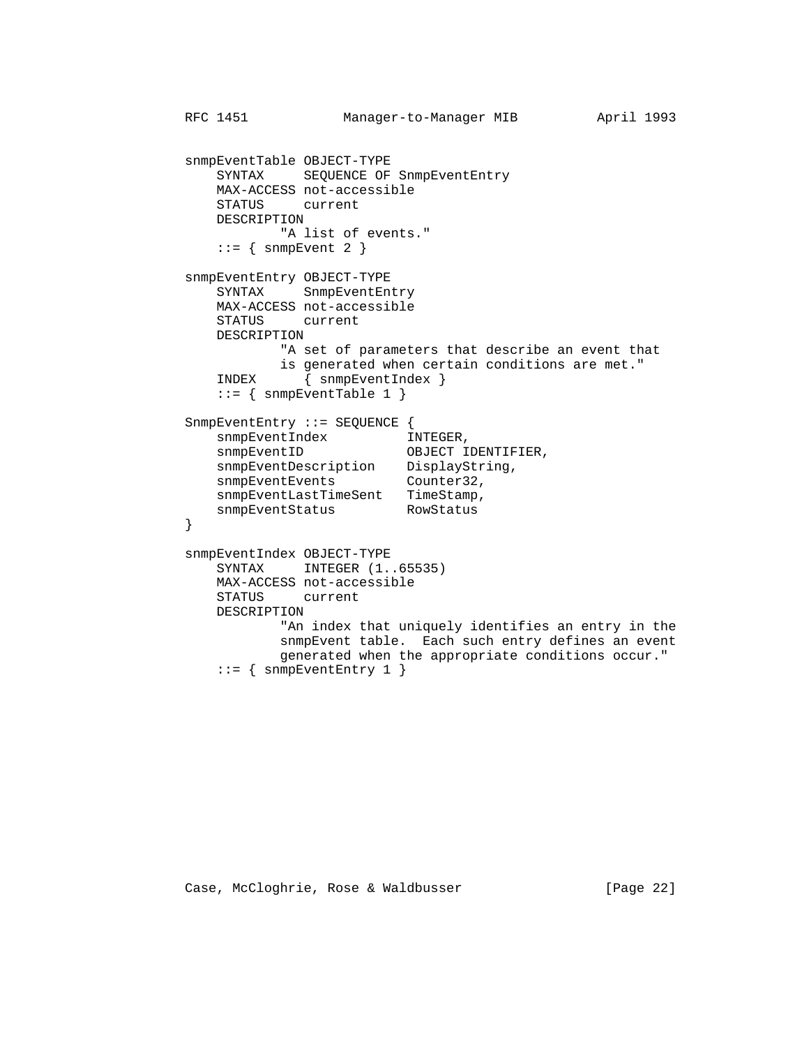```
snmpEventTable OBJECT-TYPE
    SYNTAX     SEQUENCE OF SnmpEventEntry
    MAX-ACCESS not-accessible
    STATUS     current
    DESCRIPTION
            "A list of events."
    ::= { snmpEvent 2 }

snmpEventEntry OBJECT-TYPE
    SYNTAX     SnmpEventEntry
    MAX-ACCESS not-accessible
    STATUS     current
    DESCRIPTION
            "A set of parameters that describe an event that
            is generated when certain conditions are met."
    INDEX      { snmpEventIndex }
    ::= { snmpEventTable 1 }

SnmpEventEntry ::= SEQUENCE {
    snmpEventIndex          INTEGER,
    snmpEventID             OBJECT IDENTIFIER,
    snmpEventDescription    DisplayString,
    snmpEventEvents         Counter32,
    snmpEventLastTimeSent   TimeStamp,
    snmpEventStatus         RowStatus
}

snmpEventIndex OBJECT-TYPE
    SYNTAX     INTEGER (1..65535)
    MAX-ACCESS not-accessible
    STATUS     current
    DESCRIPTION
            "An index that uniquely identifies an entry in the
            snmpEvent table.  Each such entry defines an event
            generated when the appropriate conditions occur."
    ::= { snmpEventEntry 1 }
```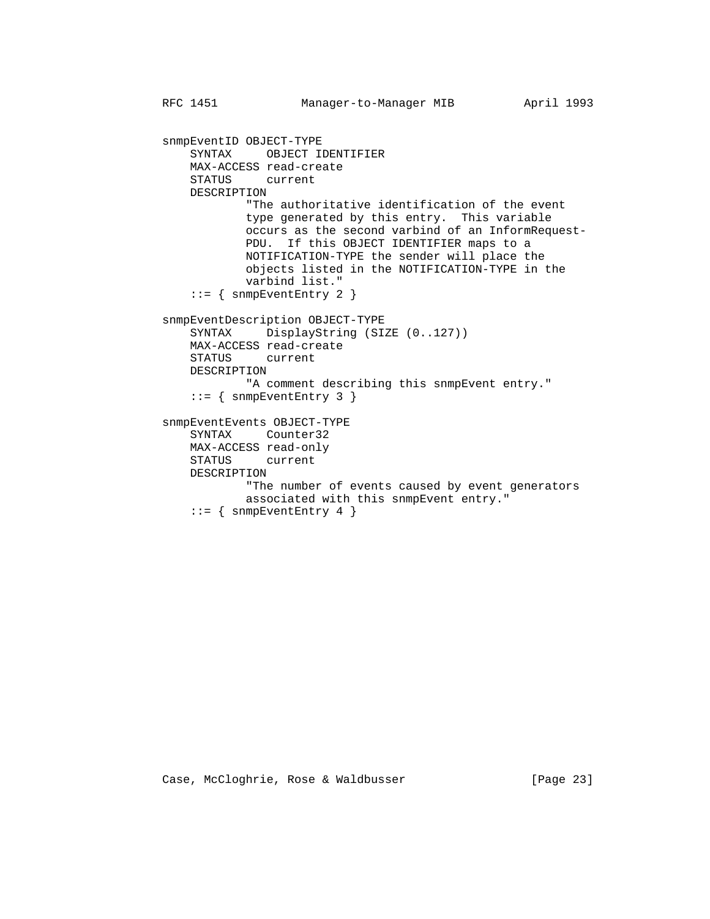```
snmpEventID OBJECT-TYPE
    SYNTAX     OBJECT IDENTIFIER
    MAX-ACCESS read-create
    STATUS     current
    DESCRIPTION
            "The authoritative identification of the event
            type generated by this entry.  This variable
            occurs as the second varbind of an InformRequest-
            PDU.  If this OBJECT IDENTIFIER maps to a
            NOTIFICATION-TYPE the sender will place the
            objects listed in the NOTIFICATION-TYPE in the
            varbind list."
    ::= { snmpEventEntry 2 }

snmpEventDescription OBJECT-TYPE
    SYNTAX     DisplayString (SIZE (0..127))
    MAX-ACCESS read-create
    STATUS     current
    DESCRIPTION
            "A comment describing this snmpEvent entry."
    ::= { snmpEventEntry 3 }

snmpEventEvents OBJECT-TYPE
    SYNTAX     Counter32
    MAX-ACCESS read-only
    STATUS     current
    DESCRIPTION
            "The number of events caused by event generators
            associated with this snmpEvent entry."
    ::= { snmpEventEntry 4 }
```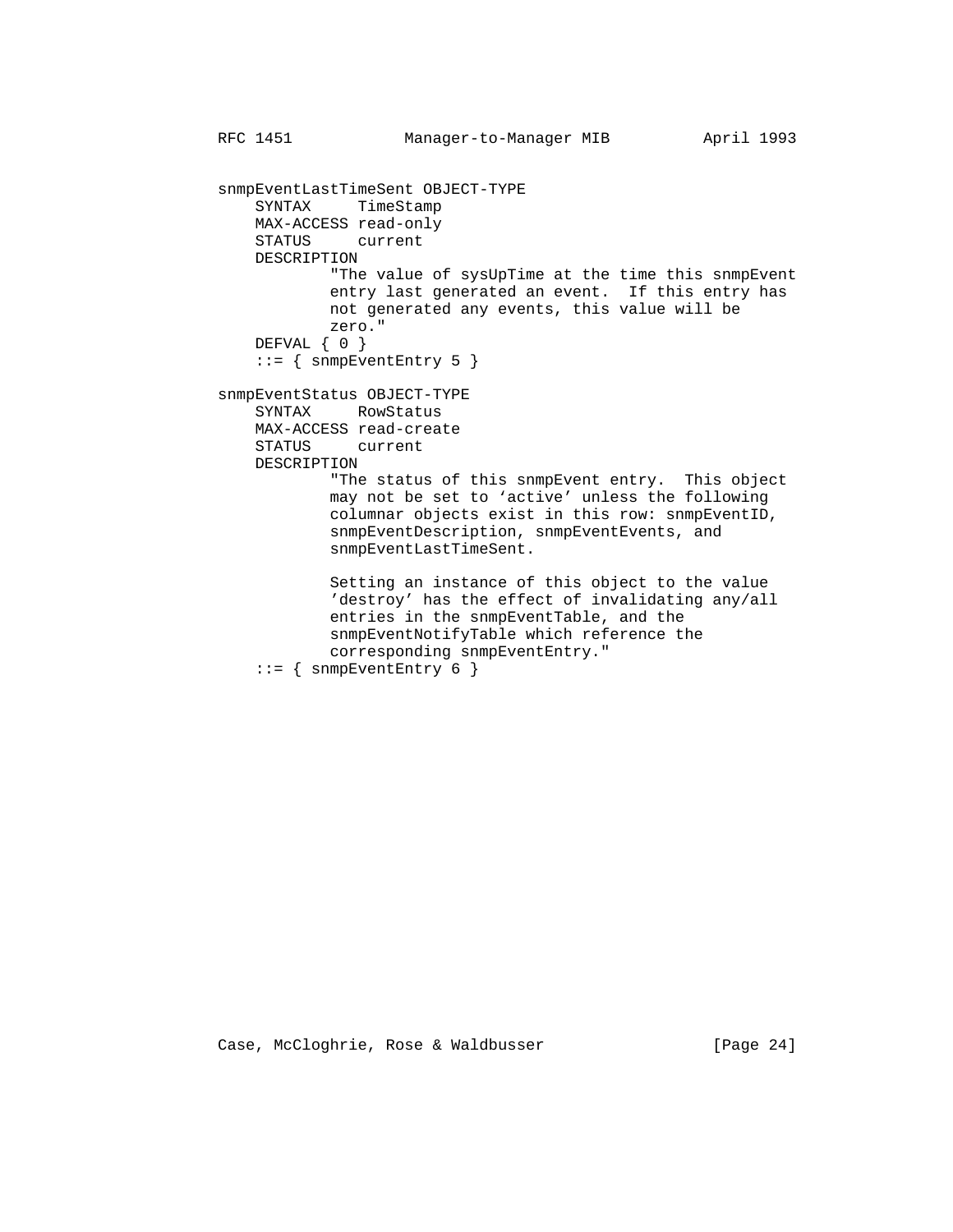```
snmpEventLastTimeSent OBJECT-TYPE
    SYNTAX     TimeStamp
    MAX-ACCESS read-only
    STATUS     current
    DESCRIPTION
            "The value of sysUpTime at the time this snmpEvent
            entry last generated an event.  If this entry has
            not generated any events, this value will be
            zero."
    DEFVAL { 0 }
    ::= { snmpEventEntry 5 }

snmpEventStatus OBJECT-TYPE
    SYNTAX     RowStatus
    MAX-ACCESS read-create
    STATUS     current
    DESCRIPTION
            "The status of this snmpEvent entry.  This object
            may not be set to ‘active’ unless the following
            columnar objects exist in this row: snmpEventID,
            snmpEventDescription, snmpEventEvents, and
            snmpEventLastTimeSent.

            Setting an instance of this object to the value
            ’destroy’ has the effect of invalidating any/all
            entries in the snmpEventTable, and the
            snmpEventNotifyTable which reference the
            corresponding snmpEventEntry."
    ::= { snmpEventEntry 6 }
```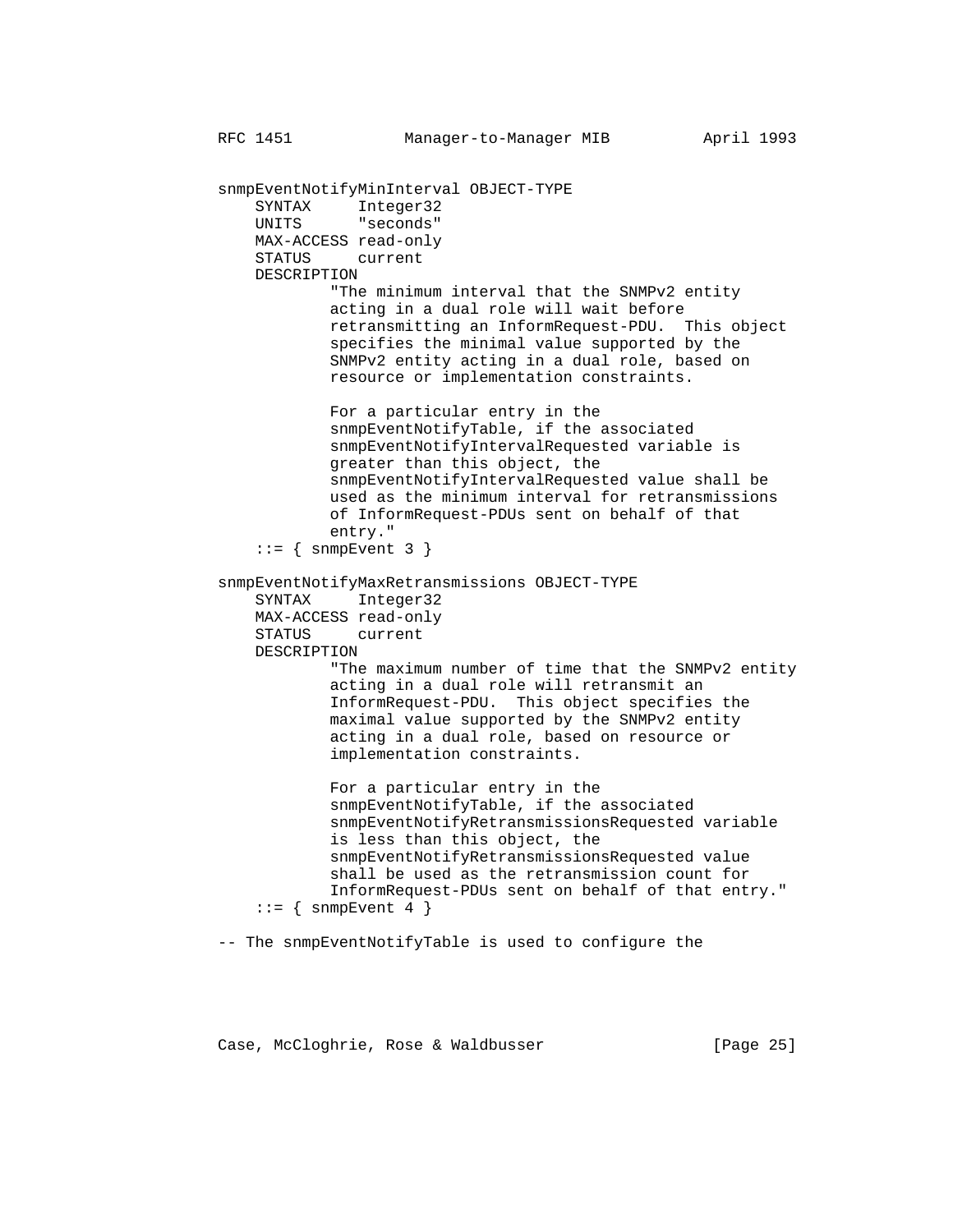```
snmpEventNotifyMinInterval OBJECT-TYPE
    SYNTAX     Integer32
    UNITS      "seconds"
    MAX-ACCESS read-only
    STATUS     current
    DESCRIPTION
            "The minimum interval that the SNMPv2 entity
            acting in a dual role will wait before
            retransmitting an InformRequest-PDU.  This object
            specifies the minimal value supported by the
            SNMPv2 entity acting in a dual role, based on
            resource or implementation constraints.

            For a particular entry in the
            snmpEventNotifyTable, if the associated
            snmpEventNotifyIntervalRequested variable is
            greater than this object, the
            snmpEventNotifyIntervalRequested value shall be
            used as the minimum interval for retransmissions
            of InformRequest-PDUs sent on behalf of that
            entry."
    ::= { snmpEvent 3 }

snmpEventNotifyMaxRetransmissions OBJECT-TYPE
    SYNTAX     Integer32
    MAX-ACCESS read-only
    STATUS     current
    DESCRIPTION
            "The maximum number of time that the SNMPv2 entity
            acting in a dual role will retransmit an
            InformRequest-PDU.  This object specifies the
            maximal value supported by the SNMPv2 entity
            acting in a dual role, based on resource or
            implementation constraints.

            For a particular entry in the
            snmpEventNotifyTable, if the associated
            snmpEventNotifyRetransmissionsRequested variable
            is less than this object, the
            snmpEventNotifyRetransmissionsRequested value
            shall be used as the retransmission count for
            InformRequest-PDUs sent on behalf of that entry."
    ::= { snmpEvent 4 }

-- The snmpEventNotifyTable is used to configure the
```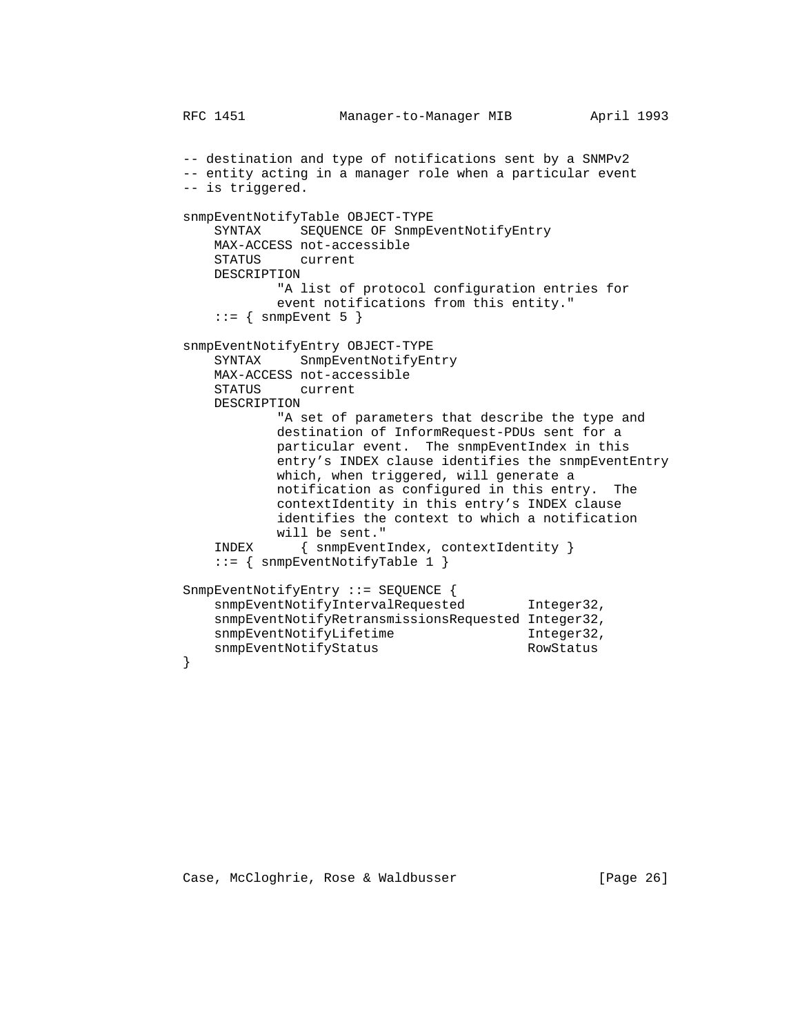```
-- destination and type of notifications sent by a SNMPv2
-- entity acting in a manager role when a particular event
-- is triggered.

snmpEventNotifyTable OBJECT-TYPE
    SYNTAX     SEQUENCE OF SnmpEventNotifyEntry
    MAX-ACCESS not-accessible
    STATUS     current
    DESCRIPTION
            "A list of protocol configuration entries for
            event notifications from this entity."
    ::= { snmpEvent 5 }

snmpEventNotifyEntry OBJECT-TYPE
    SYNTAX     SnmpEventNotifyEntry
    MAX-ACCESS not-accessible
    STATUS     current
    DESCRIPTION
            "A set of parameters that describe the type and
            destination of InformRequest-PDUs sent for a
            particular event.  The snmpEventIndex in this
            entry's INDEX clause identifies the snmpEventEntry
            which, when triggered, will generate a
            notification as configured in this entry.  The
            contextIdentity in this entry's INDEX clause
            identifies the context to which a notification
            will be sent."
    INDEX      { snmpEventIndex, contextIdentity }
    ::= { snmpEventNotifyTable 1 }

SnmpEventNotifyEntry ::= SEQUENCE {
    snmpEventNotifyIntervalRequested        Integer32,
    snmpEventNotifyRetransmissionsRequested Integer32,
    snmpEventNotifyLifetime                 Integer32,
    snmpEventNotifyStatus                   RowStatus
}
```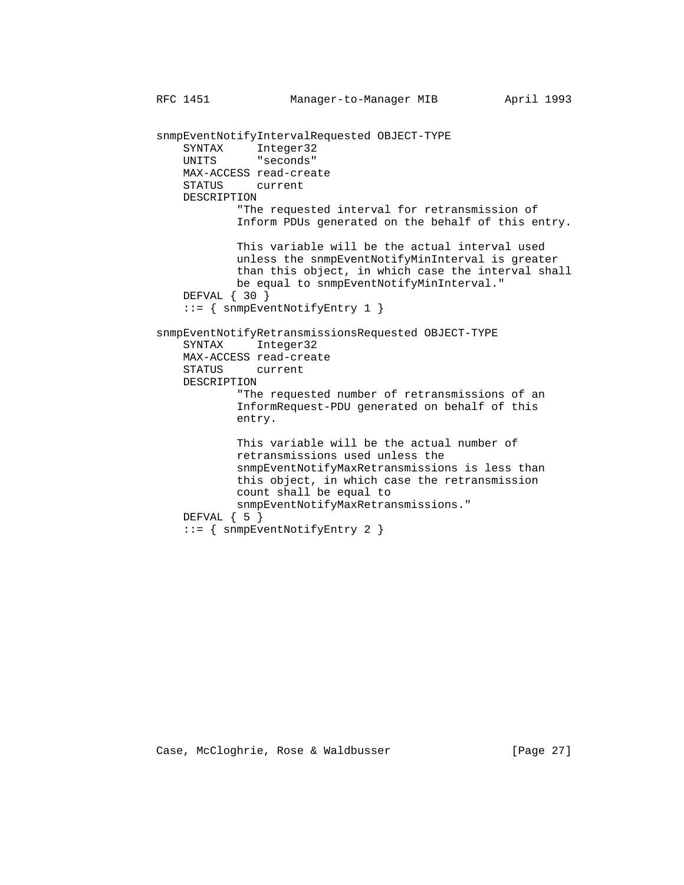```
snmpEventNotifyIntervalRequested OBJECT-TYPE
    SYNTAX     Integer32
    UNITS      "seconds"
    MAX-ACCESS read-create
    STATUS     current
    DESCRIPTION
            "The requested interval for retransmission of
            Inform PDUs generated on the behalf of this entry.

            This variable will be the actual interval used
            unless the snmpEventNotifyMinInterval is greater
            than this object, in which case the interval shall
            be equal to snmpEventNotifyMinInterval."
    DEFVAL { 30 }
    ::= { snmpEventNotifyEntry 1 }

snmpEventNotifyRetransmissionsRequested OBJECT-TYPE
    SYNTAX     Integer32
    MAX-ACCESS read-create
    STATUS     current
    DESCRIPTION
            "The requested number of retransmissions of an
            InformRequest-PDU generated on behalf of this
            entry.

            This variable will be the actual number of
            retransmissions used unless the
            snmpEventNotifyMaxRetransmissions is less than
            this object, in which case the retransmission
            count shall be equal to
            snmpEventNotifyMaxRetransmissions."
    DEFVAL { 5 }
    ::= { snmpEventNotifyEntry 2 }
```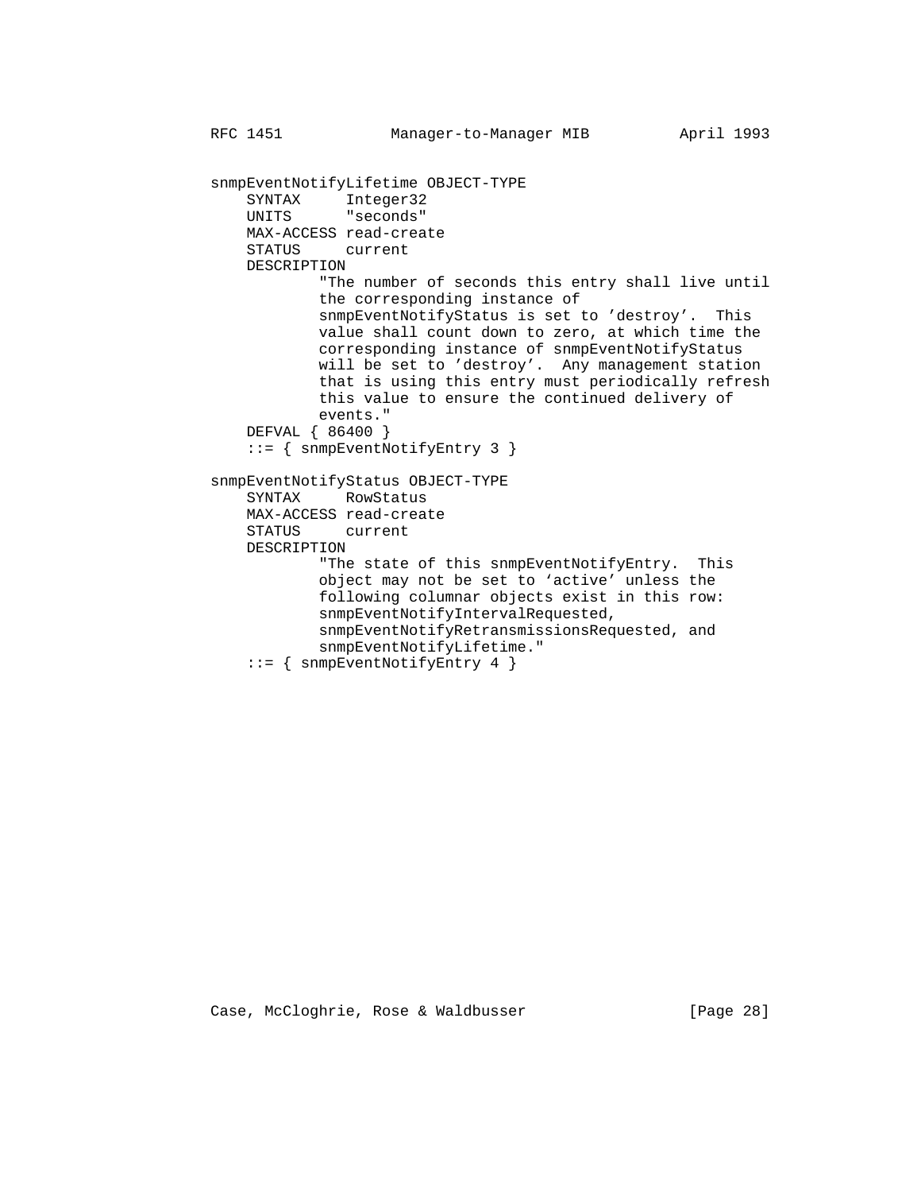```
snmpEventNotifyLifetime OBJECT-TYPE
    SYNTAX     Integer32
    UNITS      "seconds"
    MAX-ACCESS read-create
    STATUS     current
    DESCRIPTION
            "The number of seconds this entry shall live until
            the corresponding instance of
            snmpEventNotifyStatus is set to 'destroy'.  This
            value shall count down to zero, at which time the
            corresponding instance of snmpEventNotifyStatus
            will be set to 'destroy'.  Any management station
            that is using this entry must periodically refresh
            this value to ensure the continued delivery of
            events."
    DEFVAL { 86400 }
    ::= { snmpEventNotifyEntry 3 }

snmpEventNotifyStatus OBJECT-TYPE
    SYNTAX     RowStatus
    MAX-ACCESS read-create
    STATUS     current
    DESCRIPTION
            "The state of this snmpEventNotifyEntry.  This
            object may not be set to 'active' unless the
            following columnar objects exist in this row:
            snmpEventNotifyIntervalRequested,
            snmpEventNotifyRetransmissionsRequested, and
            snmpEventNotifyLifetime."
    ::= { snmpEventNotifyEntry 4 }
```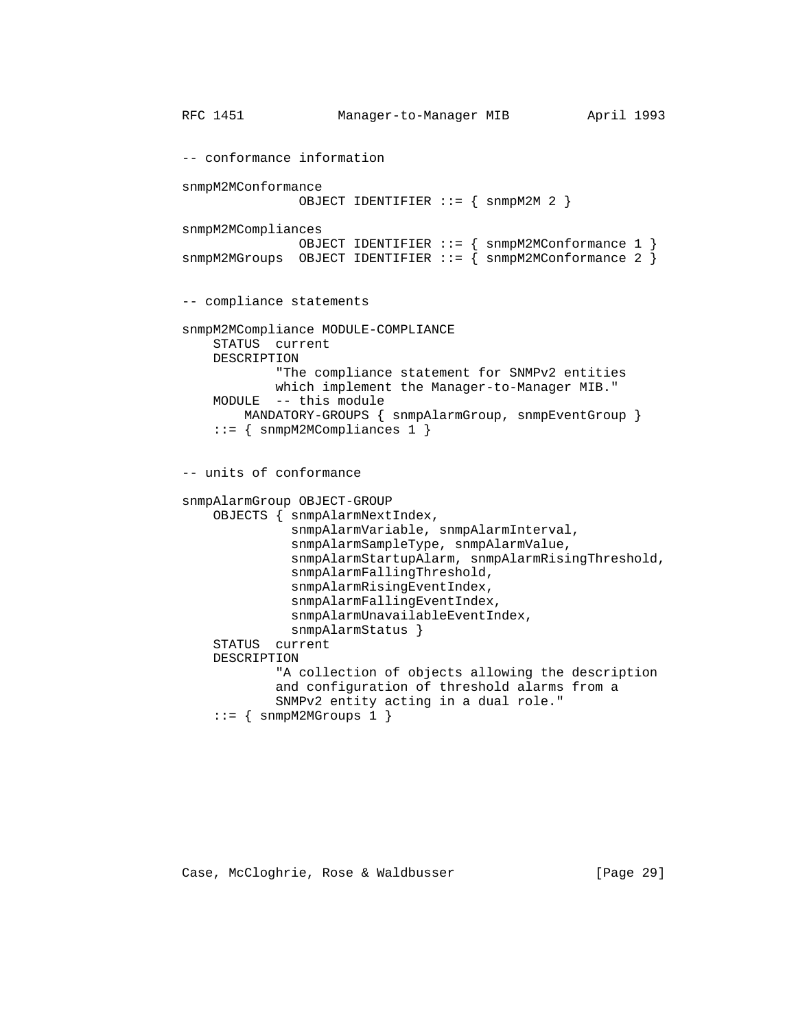```
-- conformance information

snmpM2MConformance
               OBJECT IDENTIFIER ::= { snmpM2M 2 }

snmpM2MCompliances
               OBJECT IDENTIFIER ::= { snmpM2MConformance 1 }
snmpM2MGroups  OBJECT IDENTIFIER ::= { snmpM2MConformance 2 }


-- compliance statements

snmpM2MCompliance MODULE-COMPLIANCE
    STATUS  current
    DESCRIPTION
            "The compliance statement for SNMPv2 entities
            which implement the Manager-to-Manager MIB."
    MODULE  -- this module
        MANDATORY-GROUPS { snmpAlarmGroup, snmpEventGroup }
    ::= { snmpM2MCompliances 1 }


-- units of conformance

snmpAlarmGroup OBJECT-GROUP
    OBJECTS { snmpAlarmNextIndex,
              snmpAlarmVariable, snmpAlarmInterval,
              snmpAlarmSampleType, snmpAlarmValue,
              snmpAlarmStartupAlarm, snmpAlarmRisingThreshold,
              snmpAlarmFallingThreshold,
              snmpAlarmRisingEventIndex,
              snmpAlarmFallingEventIndex,
              snmpAlarmUnavailableEventIndex,
              snmpAlarmStatus }
    STATUS  current
    DESCRIPTION
            "A collection of objects allowing the description
            and configuration of threshold alarms from a
            SNMPv2 entity acting in a dual role."
    ::= { snmpM2MGroups 1 }
```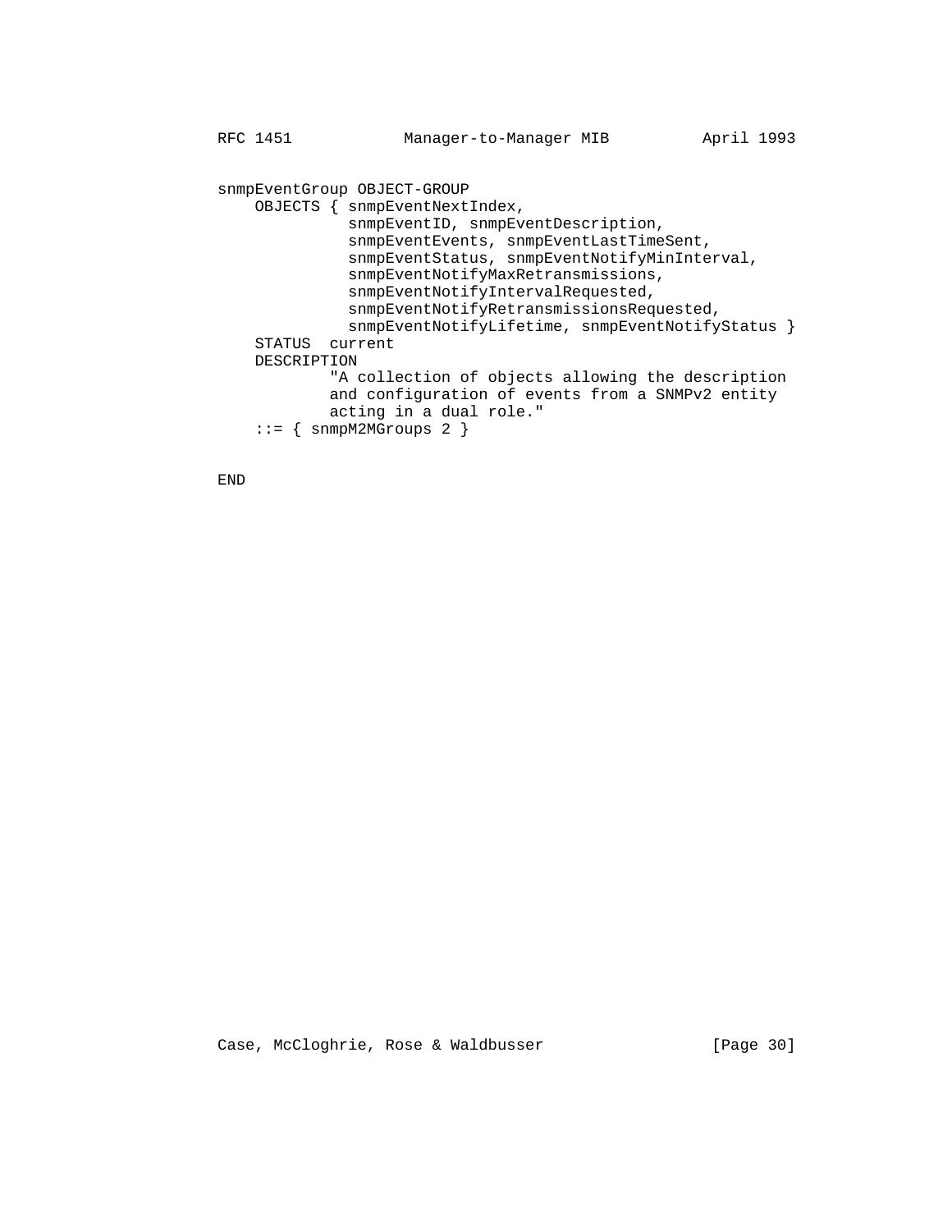```
snmpEventGroup OBJECT-GROUP
    OBJECTS { snmpEventNextIndex,
              snmpEventID, snmpEventDescription,
              snmpEventEvents, snmpEventLastTimeSent,
              snmpEventStatus, snmpEventNotifyMinInterval,
              snmpEventNotifyMaxRetransmissions,
              snmpEventNotifyIntervalRequested,
              snmpEventNotifyRetransmissionsRequested,
              snmpEventNotifyLifetime, snmpEventNotifyStatus }
    STATUS  current
    DESCRIPTION
            "A collection of objects allowing the description
            and configuration of events from a SNMPv2 entity
            acting in a dual role."
    ::= { snmpM2MGroups 2 }

END
```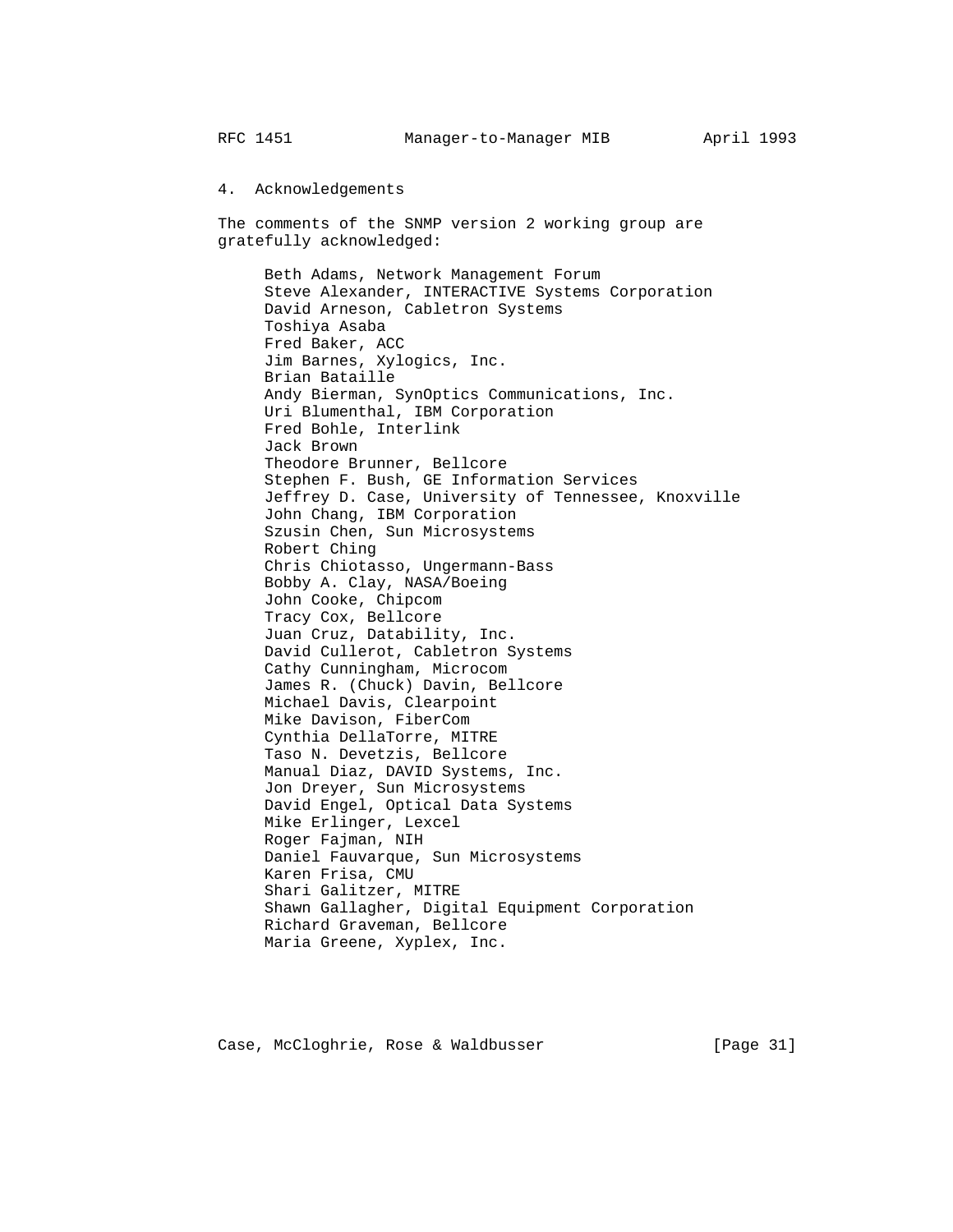## 4. Acknowledgements

The comments of the SNMP version 2 working group are gratefully acknowledged:

Beth Adams, Network Management Forum
Steve Alexander, INTERACTIVE Systems Corporation
David Arneson, Cabletron Systems
Toshiya Asaba
Fred Baker, ACC
Jim Barnes, Xylogics, Inc.
Brian Bataille
Andy Bierman, SynOptics Communications, Inc.
Uri Blumenthal, IBM Corporation
Fred Bohle, Interlink
Jack Brown
Theodore Brunner, Bellcore
Stephen F. Bush, GE Information Services
Jeffrey D. Case, University of Tennessee, Knoxville
John Chang, IBM Corporation
Szusin Chen, Sun Microsystems
Robert Ching
Chris Chiotasso, Ungermann-Bass
Bobby A. Clay, NASA/Boeing
John Cooke, Chipcom
Tracy Cox, Bellcore
Juan Cruz, Datability, Inc.
David Cullerot, Cabletron Systems
Cathy Cunningham, Microcom
James R. (Chuck) Davin, Bellcore
Michael Davis, Clearpoint
Mike Davison, FiberCom
Cynthia DellaTorre, MITRE
Taso N. Devetzis, Bellcore
Manual Diaz, DAVID Systems, Inc.
Jon Dreyer, Sun Microsystems
David Engel, Optical Data Systems
Mike Erlinger, Lexcel
Roger Fajman, NIH
Daniel Fauvarque, Sun Microsystems
Karen Frisa, CMU
Shari Galitzer, MITRE
Shawn Gallagher, Digital Equipment Corporation
Richard Graveman, Bellcore
Maria Greene, Xyplex, Inc.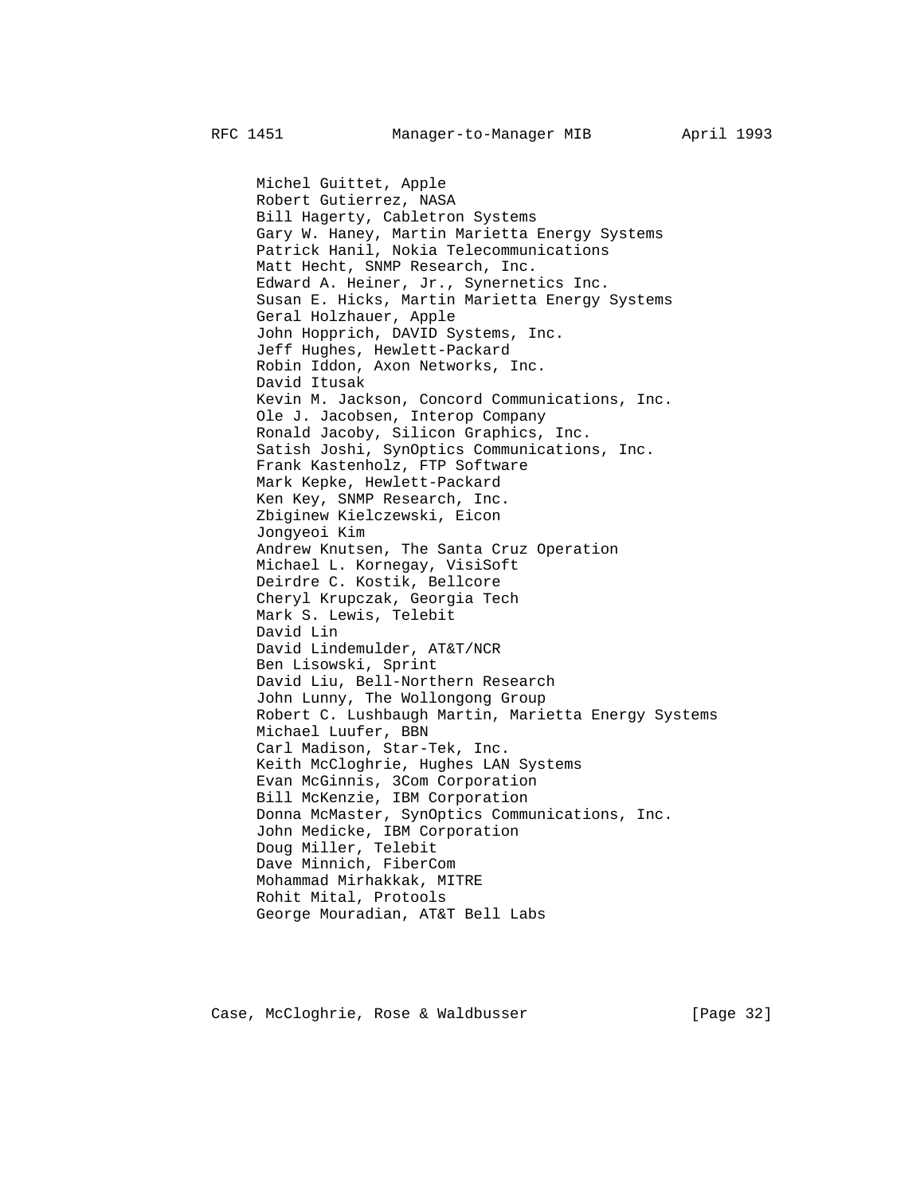Michel Guittet, Apple
Robert Gutierrez, NASA
Bill Hagerty, Cabletron Systems
Gary W. Haney, Martin Marietta Energy Systems
Patrick Hanil, Nokia Telecommunications
Matt Hecht, SNMP Research, Inc.
Edward A. Heiner, Jr., Synernetics Inc.
Susan E. Hicks, Martin Marietta Energy Systems
Geral Holzhauer, Apple
John Hopprich, DAVID Systems, Inc.
Jeff Hughes, Hewlett-Packard
Robin Iddon, Axon Networks, Inc.
David Itusak
Kevin M. Jackson, Concord Communications, Inc.
Ole J. Jacobsen, Interop Company
Ronald Jacoby, Silicon Graphics, Inc.
Satish Joshi, SynOptics Communications, Inc.
Frank Kastenholz, FTP Software
Mark Kepke, Hewlett-Packard
Ken Key, SNMP Research, Inc.
Zbiginew Kielczewski, Eicon
Jongyeoi Kim
Andrew Knutsen, The Santa Cruz Operation
Michael L. Kornegay, VisiSoft
Deirdre C. Kostik, Bellcore
Cheryl Krupczak, Georgia Tech
Mark S. Lewis, Telebit
David Lin
David Lindemulder, AT&T/NCR
Ben Lisowski, Sprint
David Liu, Bell-Northern Research
John Lunny, The Wollongong Group
Robert C. Lushbaugh Martin, Marietta Energy Systems
Michael Luufer, BBN
Carl Madison, Star-Tek, Inc.
Keith McCloghrie, Hughes LAN Systems
Evan McGinnis, 3Com Corporation
Bill McKenzie, IBM Corporation
Donna McMaster, SynOptics Communications, Inc.
John Medicke, IBM Corporation
Doug Miller, Telebit
Dave Minnich, FiberCom
Mohammad Mirhakkak, MITRE
Rohit Mital, Protools
George Mouradian, AT&T Bell Labs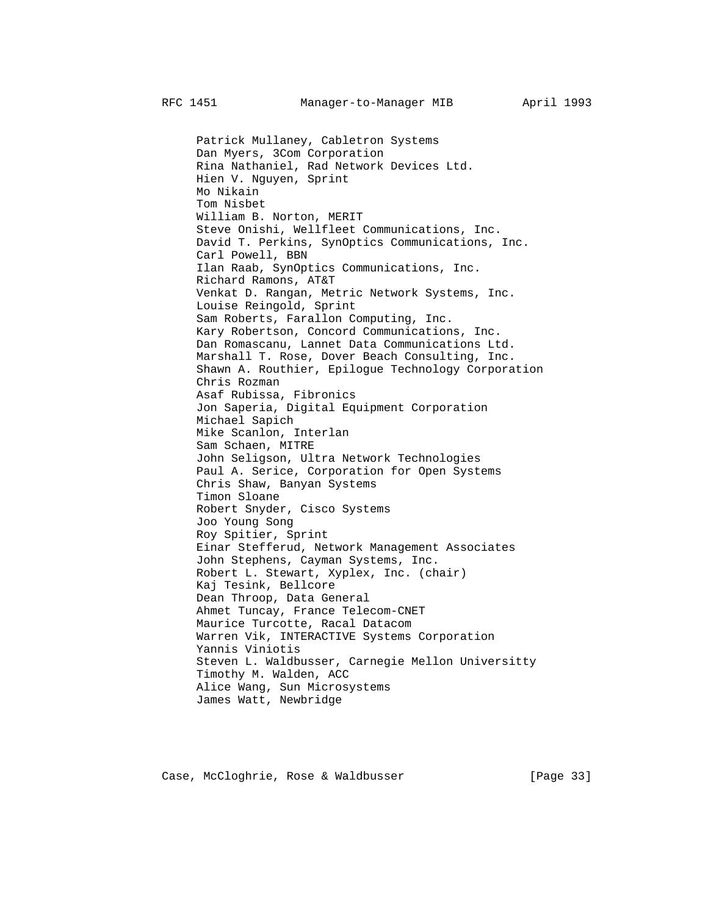Patrick Mullaney, Cabletron Systems
Dan Myers, 3Com Corporation
Rina Nathaniel, Rad Network Devices Ltd.
Hien V. Nguyen, Sprint
Mo Nikain
Tom Nisbet
William B. Norton, MERIT
Steve Onishi, Wellfleet Communications, Inc.
David T. Perkins, SynOptics Communications, Inc.
Carl Powell, BBN
Ilan Raab, SynOptics Communications, Inc.
Richard Ramons, AT&T
Venkat D. Rangan, Metric Network Systems, Inc.
Louise Reingold, Sprint
Sam Roberts, Farallon Computing, Inc.
Kary Robertson, Concord Communications, Inc.
Dan Romascanu, Lannet Data Communications Ltd.
Marshall T. Rose, Dover Beach Consulting, Inc.
Shawn A. Routhier, Epilogue Technology Corporation
Chris Rozman
Asaf Rubissa, Fibronics
Jon Saperia, Digital Equipment Corporation
Michael Sapich
Mike Scanlon, Interlan
Sam Schaen, MITRE
John Seligson, Ultra Network Technologies
Paul A. Serice, Corporation for Open Systems
Chris Shaw, Banyan Systems
Timon Sloane
Robert Snyder, Cisco Systems
Joo Young Song
Roy Spitier, Sprint
Einar Stefferud, Network Management Associates
John Stephens, Cayman Systems, Inc.
Robert L. Stewart, Xyplex, Inc. (chair)
Kaj Tesink, Bellcore
Dean Throop, Data General
Ahmet Tuncay, France Telecom-CNET
Maurice Turcotte, Racal Datacom
Warren Vik, INTERACTIVE Systems Corporation
Yannis Viniotis
Steven L. Waldbusser, Carnegie Mellon Universitty
Timothy M. Walden, ACC
Alice Wang, Sun Microsystems
James Watt, Newbridge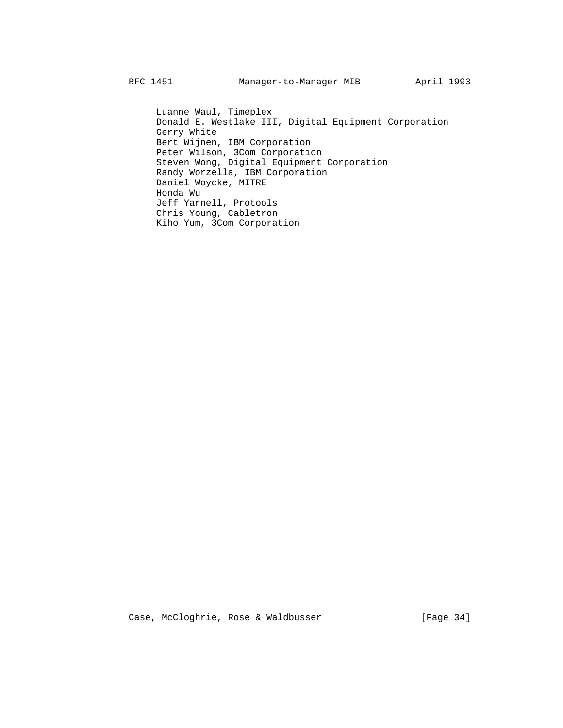Luanne Waul, Timeplex
Donald E. Westlake III, Digital Equipment Corporation
Gerry White
Bert Wijnen, IBM Corporation
Peter Wilson, 3Com Corporation
Steven Wong, Digital Equipment Corporation
Randy Worzella, IBM Corporation
Daniel Woycke, MITRE
Honda Wu
Jeff Yarnell, Protools
Chris Young, Cabletron
Kiho Yum, 3Com Corporation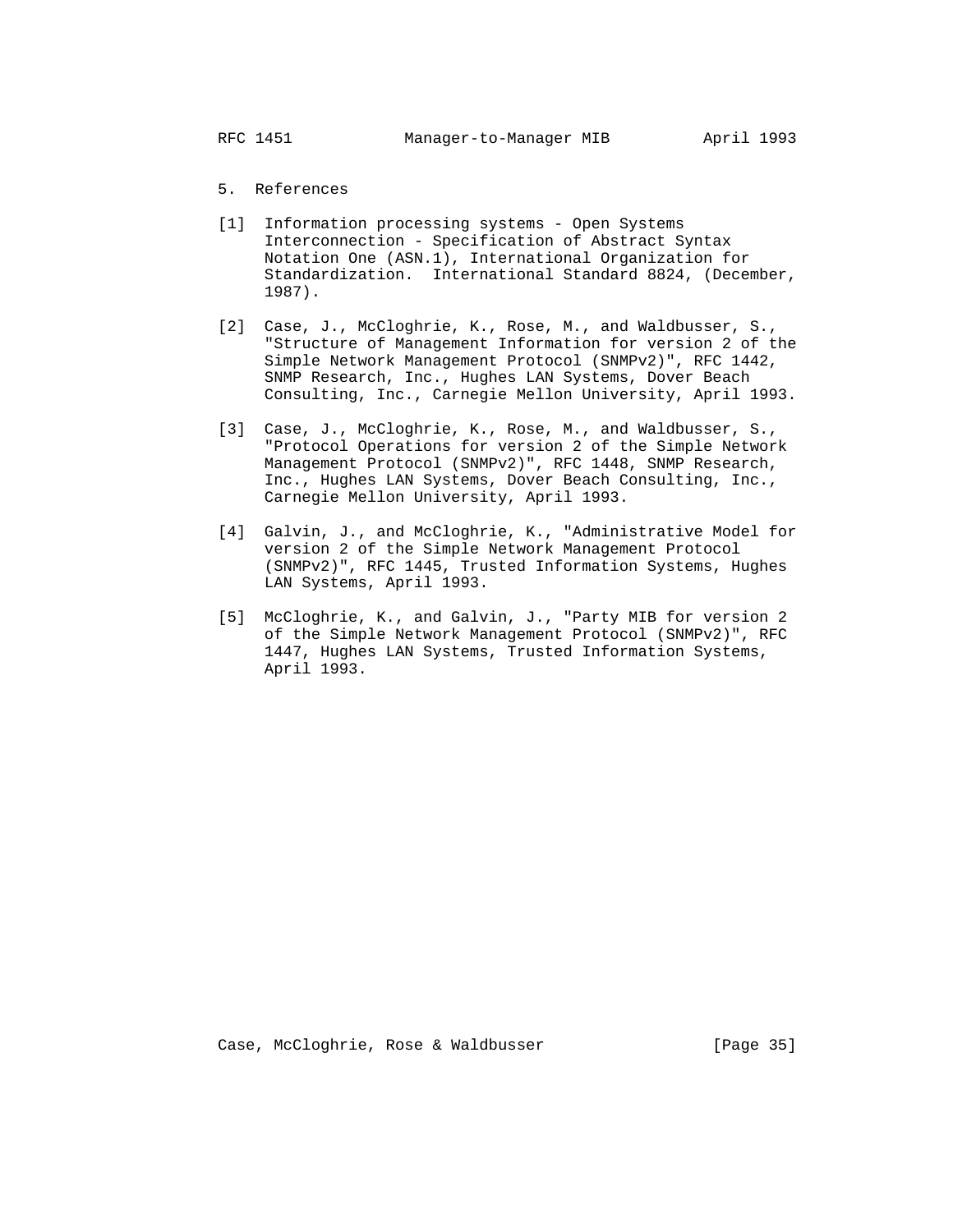## 5. References

[1] Information processing systems - Open Systems Interconnection - Specification of Abstract Syntax Notation One (ASN.1), International Organization for Standardization. International Standard 8824, (December, 1987).

[2] Case, J., McCloghrie, K., Rose, M., and Waldbusser, S., "Structure of Management Information for version 2 of the Simple Network Management Protocol (SNMPv2)", RFC 1442, SNMP Research, Inc., Hughes LAN Systems, Dover Beach Consulting, Inc., Carnegie Mellon University, April 1993.

[3] Case, J., McCloghrie, K., Rose, M., and Waldbusser, S., "Protocol Operations for version 2 of the Simple Network Management Protocol (SNMPv2)", RFC 1448, SNMP Research, Inc., Hughes LAN Systems, Dover Beach Consulting, Inc., Carnegie Mellon University, April 1993.

[4] Galvin, J., and McCloghrie, K., "Administrative Model for version 2 of the Simple Network Management Protocol (SNMPv2)", RFC 1445, Trusted Information Systems, Hughes LAN Systems, April 1993.

[5] McCloghrie, K., and Galvin, J., "Party MIB for version 2 of the Simple Network Management Protocol (SNMPv2)", RFC 1447, Hughes LAN Systems, Trusted Information Systems, April 1993.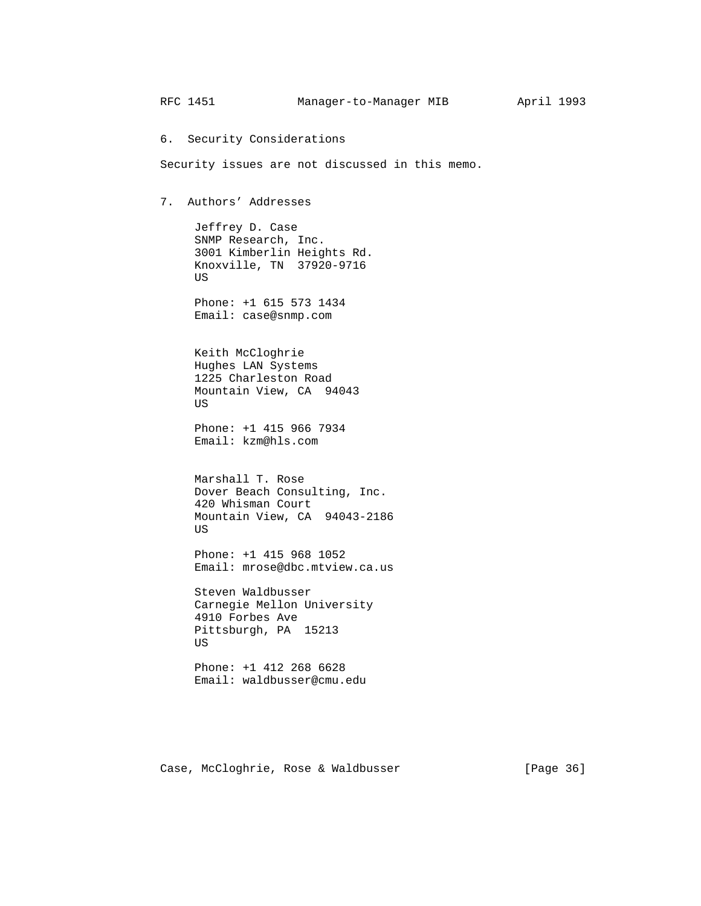## 6. Security Considerations

Security issues are not discussed in this memo.

## 7. Authors' Addresses

Jeffrey D. Case
SNMP Research, Inc.
3001 Kimberlin Heights Rd.
Knoxville, TN  37920-9716
US

Phone: +1 615 573 1434
Email: case@snmp.com

Keith McCloghrie
Hughes LAN Systems
1225 Charleston Road
Mountain View, CA  94043
US

Phone: +1 415 966 7934
Email: kzm@hls.com

Marshall T. Rose
Dover Beach Consulting, Inc.
420 Whisman Court
Mountain View, CA  94043-2186
US

Phone: +1 415 968 1052
Email: mrose@dbc.mtview.ca.us

Steven Waldbusser
Carnegie Mellon University
4910 Forbes Ave
Pittsburgh, PA  15213
US

Phone: +1 412 268 6628
Email: waldbusser@cmu.edu